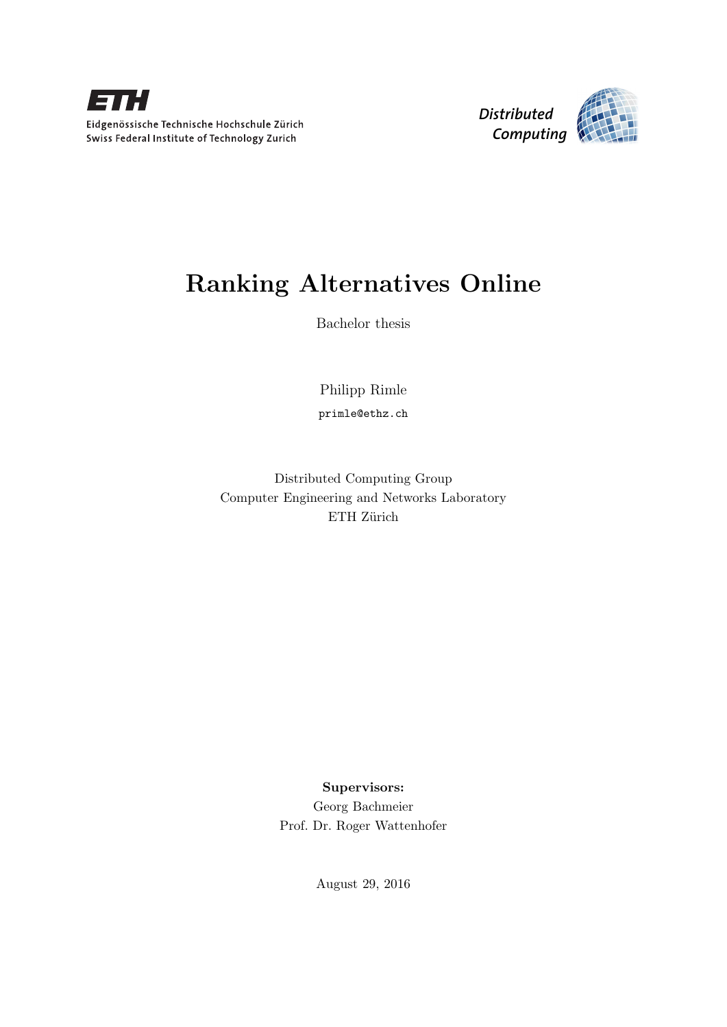Eidgenössische Technische Hochschule Zürich
Swiss Federal Institute of Technology Zurich

Distributed Computing

# Ranking Alternatives Online

Bachelor thesis

Philipp Rimle

primle@ethz.ch

Distributed Computing Group
Computer Engineering and Networks Laboratory
ETH Zürich

**Supervisors:**
Georg Bachmeier
Prof. Dr. Roger Wattenhofer

August 29, 2016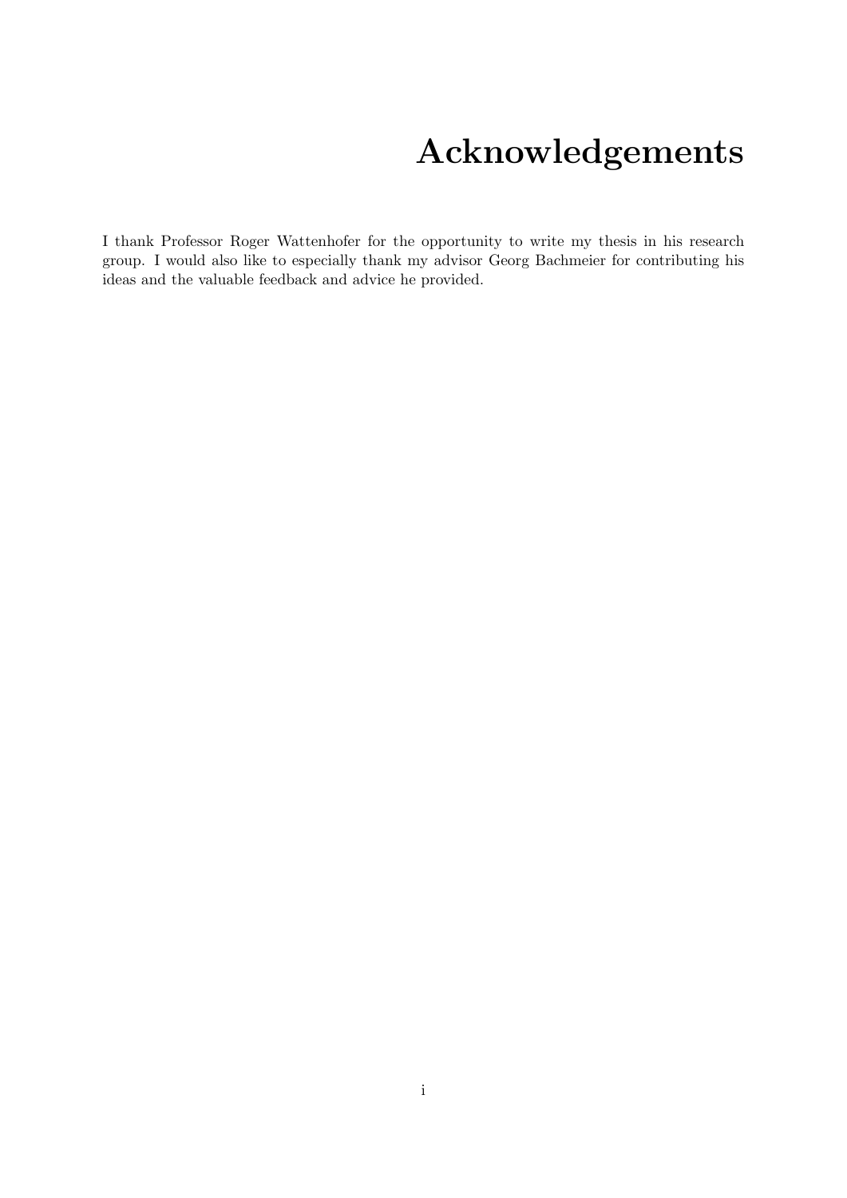# Acknowledgements

I thank Professor Roger Wattenhofer for the opportunity to write my thesis in his research group. I would also like to especially thank my advisor Georg Bachmeier for contributing his ideas and the valuable feedback and advice he provided.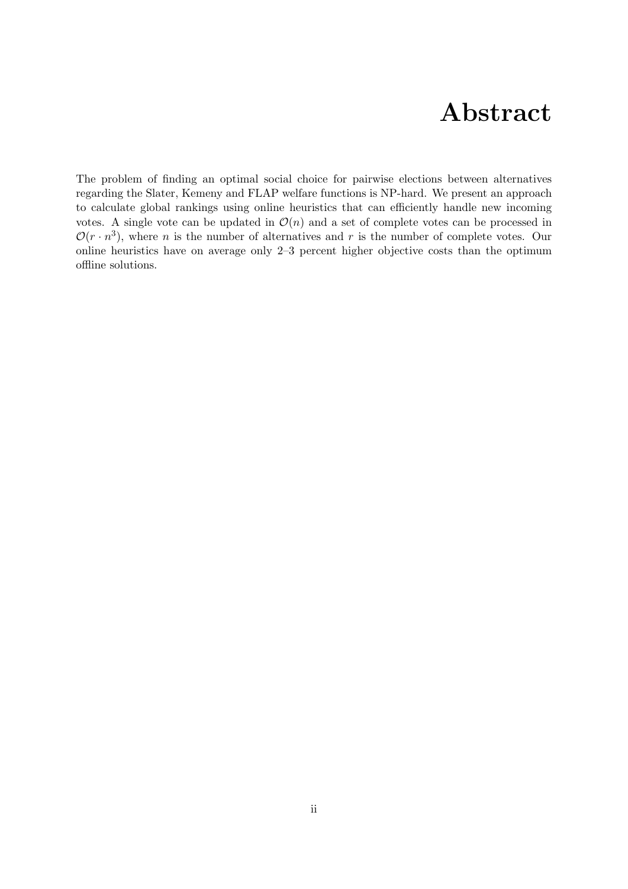# Abstract

The problem of finding an optimal social choice for pairwise elections between alternatives regarding the Slater, Kemeny and FLAP welfare functions is NP-hard. We present an approach to calculate global rankings using online heuristics that can efficiently handle new incoming votes. A single vote can be updated in $\mathcal{O}(n)$ and a set of complete votes can be processed in $\mathcal{O}(r \cdot n^3)$, where $n$ is the number of alternatives and $r$ is the number of complete votes. Our online heuristics have on average only 2–3 percent higher objective costs than the optimum offline solutions.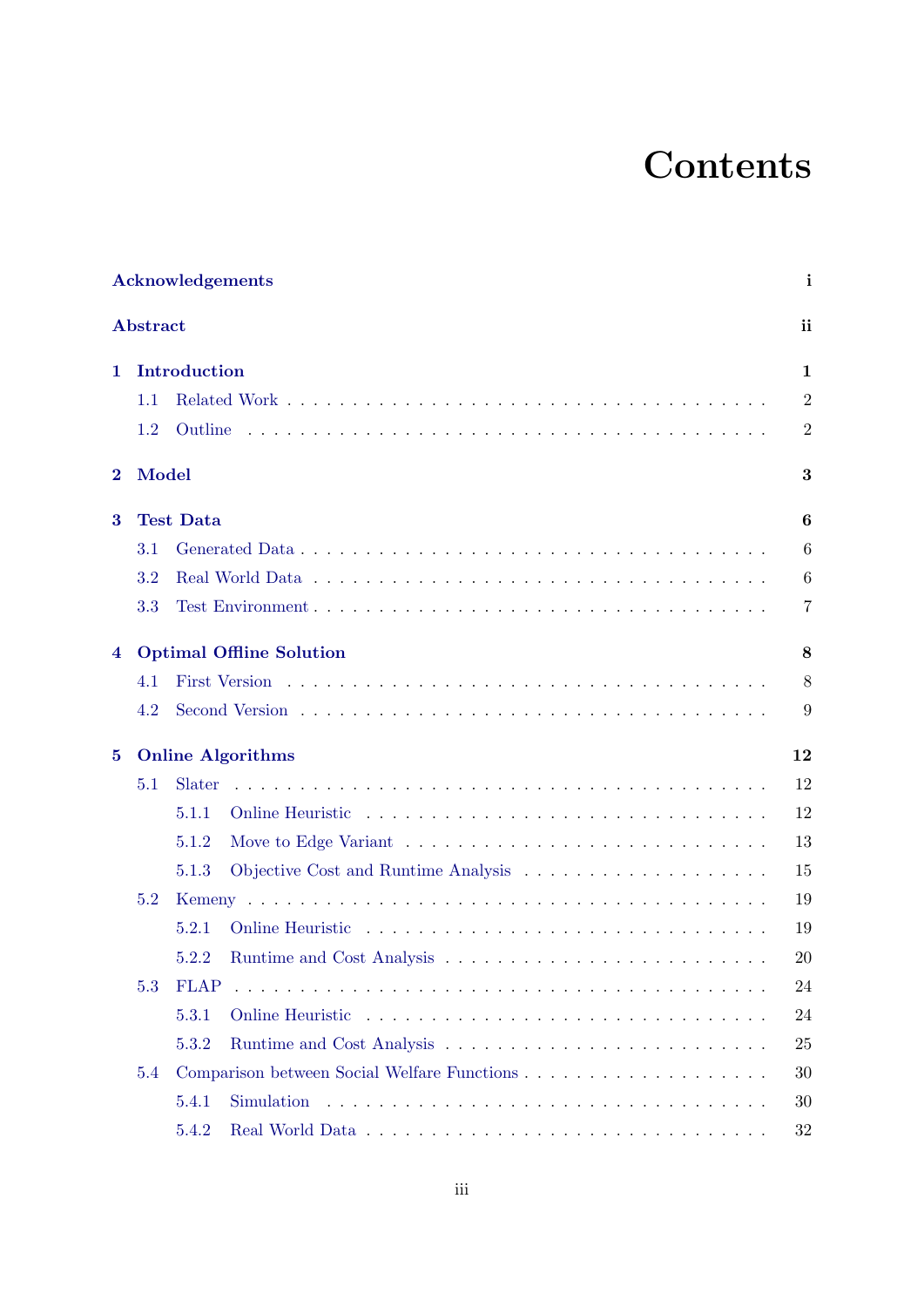# Contents

**Acknowledgements** i

**Abstract** ii

**1 Introduction** 1

- 1.1 Related Work . . . 2
- 1.2 Outline . . . 2

**2 Model** 3

**3 Test Data** 6

- 3.1 Generated Data . . . 6
- 3.2 Real World Data . . . 6
- 3.3 Test Environment . . . 7

**4 Optimal Offline Solution** 8

- 4.1 First Version . . . 8
- 4.2 Second Version . . . 9

**5 Online Algorithms** 12

- 5.1 Slater . . . 12
  - 5.1.1 Online Heuristic . . . 12
  - 5.1.2 Move to Edge Variant . . . 13
  - 5.1.3 Objective Cost and Runtime Analysis . . . 15
- 5.2 Kemeny . . . 19
  - 5.2.1 Online Heuristic . . . 19
  - 5.2.2 Runtime and Cost Analysis . . . 20
- 5.3 FLAP . . . 24
  - 5.3.1 Online Heuristic . . . 24
  - 5.3.2 Runtime and Cost Analysis . . . 25
- 5.4 Comparison between Social Welfare Functions . . . 30
  - 5.4.1 Simulation . . . 30
  - 5.4.2 Real World Data . . . 32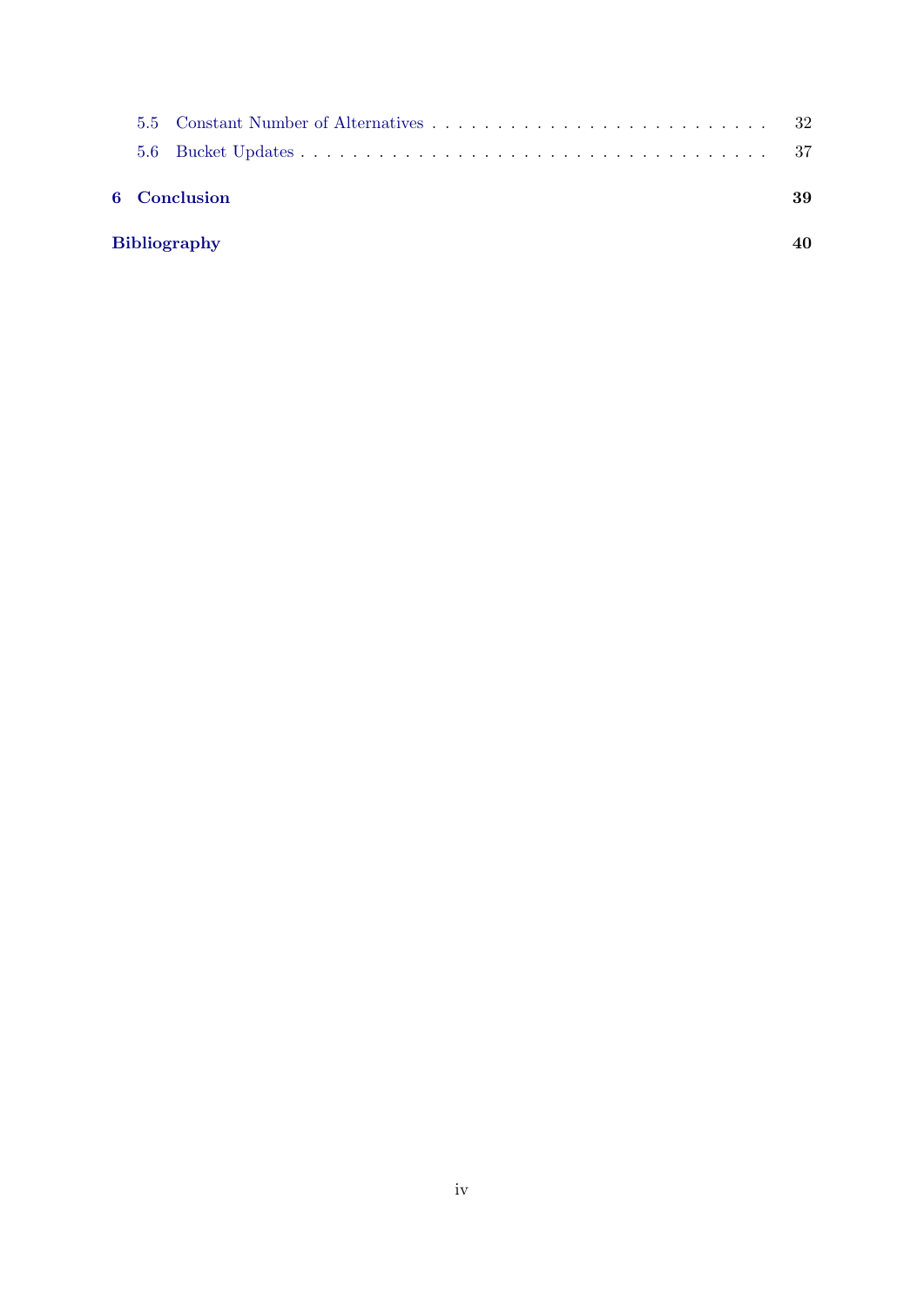- 5.5 Constant Number of Alternatives . . . . . . . . . . . . . . . . . . . . . . . . . . 32
- 5.6 Bucket Updates . . . . . . . . . . . . . . . . . . . . . . . . . . . . . . . . . . . 37

**6 Conclusion** **39**

**Bibliography** **40**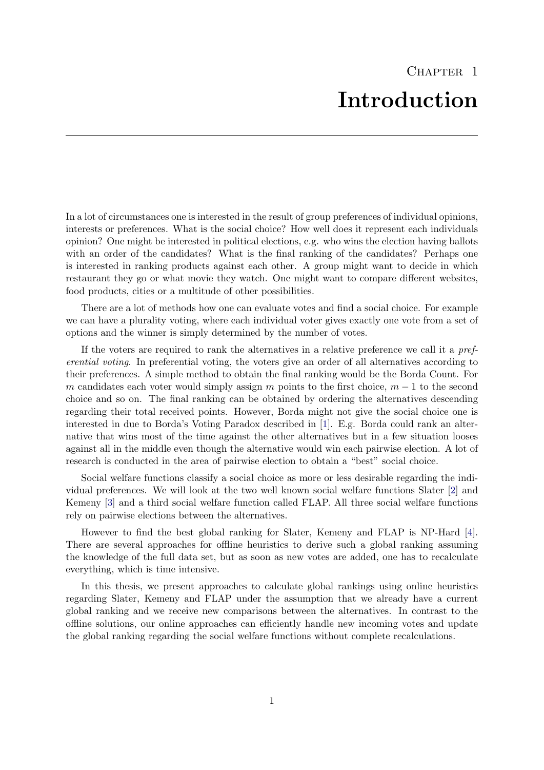# Chapter 1

# Introduction

In a lot of circumstances one is interested in the result of group preferences of individual opinions, interests or preferences. What is the social choice? How well does it represent each individuals opinion? One might be interested in political elections, e.g. who wins the election having ballots with an order of the candidates? What is the final ranking of the candidates? Perhaps one is interested in ranking products against each other. A group might want to decide in which restaurant they go or what movie they watch. One might want to compare different websites, food products, cities or a multitude of other possibilities.

There are a lot of methods how one can evaluate votes and find a social choice. For example we can have a plurality voting, where each individual voter gives exactly one vote from a set of options and the winner is simply determined by the number of votes.

If the voters are required to rank the alternatives in a relative preference we call it a *preferential voting*. In preferential voting, the voters give an order of all alternatives according to their preferences. A simple method to obtain the final ranking would be the Borda Count. For $m$ candidates each voter would simply assign $m$ points to the first choice, $m - 1$ to the second choice and so on. The final ranking can be obtained by ordering the alternatives descending regarding their total received points. However, Borda might not give the social choice one is interested in due to Borda's Voting Paradox described in [1]. E.g. Borda could rank an alternative that wins most of the time against the other alternatives but in a few situation looses against all in the middle even though the alternative would win each pairwise election. A lot of research is conducted in the area of pairwise election to obtain a "best" social choice.

Social welfare functions classify a social choice as more or less desirable regarding the individual preferences. We will look at the two well known social welfare functions Slater [2] and Kemeny [3] and a third social welfare function called FLAP. All three social welfare functions rely on pairwise elections between the alternatives.

However to find the best global ranking for Slater, Kemeny and FLAP is NP-Hard [4]. There are several approaches for offline heuristics to derive such a global ranking assuming the knowledge of the full data set, but as soon as new votes are added, one has to recalculate everything, which is time intensive.

In this thesis, we present approaches to calculate global rankings using online heuristics regarding Slater, Kemeny and FLAP under the assumption that we already have a current global ranking and we receive new comparisons between the alternatives. In contrast to the offline solutions, our online approaches can efficiently handle new incoming votes and update the global ranking regarding the social welfare functions without complete recalculations.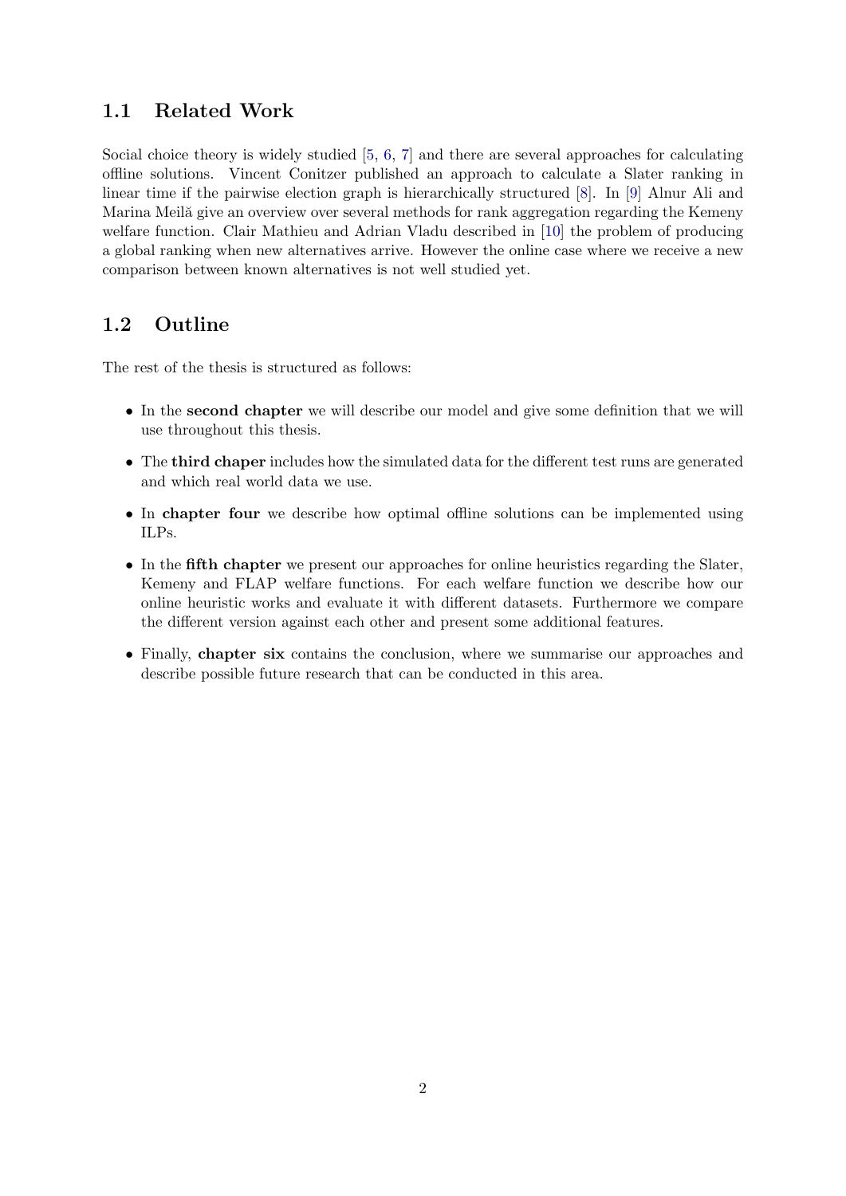## 1.1 Related Work

Social choice theory is widely studied [5, 6, 7] and there are several approaches for calculating offline solutions. Vincent Conitzer published an approach to calculate a Slater ranking in linear time if the pairwise election graph is hierarchically structured [8]. In [9] Alnur Ali and Marina Meilă give an overview over several methods for rank aggregation regarding the Kemeny welfare function. Clair Mathieu and Adrian Vladu described in [10] the problem of producing a global ranking when new alternatives arrive. However the online case where we receive a new comparison between known alternatives is not well studied yet.

## 1.2 Outline

The rest of the thesis is structured as follows:

- In the **second chapter** we will describe our model and give some definition that we will use throughout this thesis.
- The **third chaper** includes how the simulated data for the different test runs are generated and which real world data we use.
- In **chapter four** we describe how optimal offline solutions can be implemented using ILPs.
- In the **fifth chapter** we present our approaches for online heuristics regarding the Slater, Kemeny and FLAP welfare functions. For each welfare function we describe how our online heuristic works and evaluate it with different datasets. Furthermore we compare the different version against each other and present some additional features.
- Finally, **chapter six** contains the conclusion, where we summarise our approaches and describe possible future research that can be conducted in this area.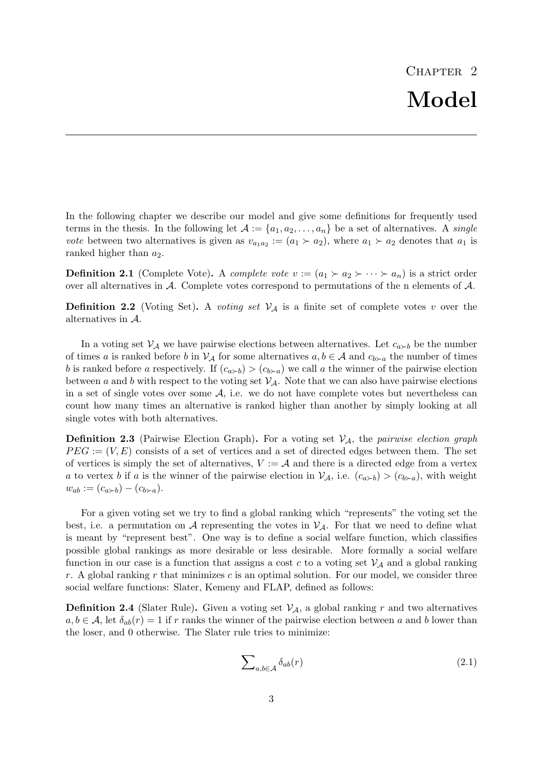# Chapter 2
# Model

In the following chapter we describe our model and give some definitions for frequently used terms in the thesis. In the following let $\mathcal{A} := \{a_1, a_2, \dots, a_n\}$ be a set of alternatives. A *single vote* between two alternatives is given as $v_{a_1 a_2} := (a_1 \succ a_2)$, where $a_1 \succ a_2$ denotes that $a_1$ is ranked higher than $a_2$.

**Definition 2.1** (Complete Vote)**.** A *complete vote* $v := (a_1 \succ a_2 \succ \cdots \succ a_n)$ is a strict order over all alternatives in $\mathcal{A}$. Complete votes correspond to permutations of the n elements of $\mathcal{A}$.

**Definition 2.2** (Voting Set)**.** A *voting set* $\mathcal{V}_{\mathcal{A}}$ is a finite set of complete votes $v$ over the alternatives in $\mathcal{A}$.

In a voting set $\mathcal{V}_{\mathcal{A}}$ we have pairwise elections between alternatives. Let $c_{a \succ b}$ be the number of times $a$ is ranked before $b$ in $\mathcal{V}_{\mathcal{A}}$ for some alternatives $a, b \in \mathcal{A}$ and $c_{b \succ a}$ the number of times $b$ is ranked before $a$ respectively. If $(c_{a \succ b}) > (c_{b \succ a})$ we call $a$ the winner of the pairwise election between $a$ and $b$ with respect to the voting set $\mathcal{V}_{\mathcal{A}}$. Note that we can also have pairwise elections in a set of single votes over some $\mathcal{A}$, i.e. we do not have complete votes but nevertheless can count how many times an alternative is ranked higher than another by simply looking at all single votes with both alternatives.

**Definition 2.3** (Pairwise Election Graph)**.** For a voting set $\mathcal{V}_{\mathcal{A}}$, the *pairwise election graph* $PEG := (V, E)$ consists of a set of vertices and a set of directed edges between them. The set of vertices is simply the set of alternatives, $V := \mathcal{A}$ and there is a directed edge from a vertex $a$ to vertex $b$ if $a$ is the winner of the pairwise election in $\mathcal{V}_{\mathcal{A}}$, i.e. $(c_{a \succ b}) > (c_{b \succ a})$, with weight $w_{ab} := (c_{a \succ b}) - (c_{b \succ a})$.

For a given voting set we try to find a global ranking which "represents" the voting set the best, i.e. a permutation on $\mathcal{A}$ representing the votes in $\mathcal{V}_{\mathcal{A}}$. For that we need to define what is meant by "represent best". One way is to define a social welfare function, which classifies possible global rankings as more desirable or less desirable. More formally a social welfare function in our case is a function that assigns a cost $c$ to a voting set $\mathcal{V}_{\mathcal{A}}$ and a global ranking $r$. A global ranking $r$ that minimizes $c$ is an optimal solution. For our model, we consider three social welfare functions: Slater, Kemeny and FLAP, defined as follows:

**Definition 2.4** (Slater Rule)**.** Given a voting set $\mathcal{V}_{\mathcal{A}}$, a global ranking $r$ and two alternatives $a, b \in \mathcal{A}$, let $\delta_{ab}(r) = 1$ if $r$ ranks the winner of the pairwise election between $a$ and $b$ lower than the loser, and 0 otherwise. The Slater rule tries to minimize:

$$\sum\nolimits_{a,b \in \mathcal{A}} \delta_{ab}(r) \tag{2.1}$$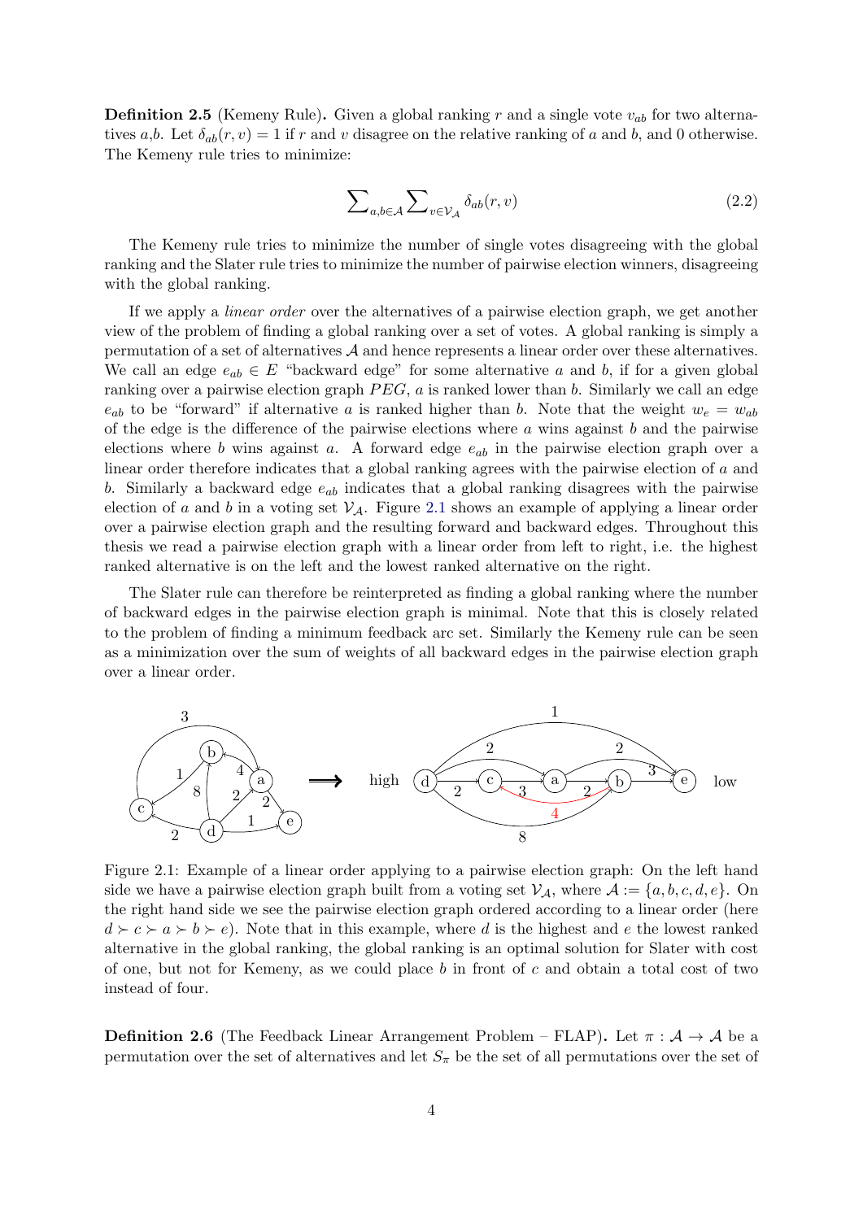**Definition 2.5** (Kemeny Rule)**.** Given a global ranking $r$ and a single vote $v_{ab}$ for two alternatives $a$,$b$. Let $\delta_{ab}(r, v) = 1$ if $r$ and $v$ disagree on the relative ranking of $a$ and $b$, and 0 otherwise. The Kemeny rule tries to minimize:

$$\sum\nolimits_{a,b \in \mathcal{A}} \sum\nolimits_{v \in \mathcal{V}_{\mathcal{A}}} \delta_{ab}(r, v) \tag{2.2}$$

The Kemeny rule tries to minimize the number of single votes disagreeing with the global ranking and the Slater rule tries to minimize the number of pairwise election winners, disagreeing with the global ranking.

If we apply a *linear order* over the alternatives of a pairwise election graph, we get another view of the problem of finding a global ranking over a set of votes. A global ranking is simply a permutation of a set of alternatives $\mathcal{A}$ and hence represents a linear order over these alternatives. We call an edge $e_{ab} \in E$ "backward edge" for some alternative $a$ and $b$, if for a given global ranking over a pairwise election graph $PEG$, $a$ is ranked lower than $b$. Similarly we call an edge $e_{ab}$ to be "forward" if alternative $a$ is ranked higher than $b$. Note that the weight $w_e = w_{ab}$ of the edge is the difference of the pairwise elections where $a$ wins against $b$ and the pairwise elections where $b$ wins against $a$. A forward edge $e_{ab}$ in the pairwise election graph over a linear order therefore indicates that a global ranking agrees with the pairwise election of $a$ and $b$. Similarly a backward edge $e_{ab}$ indicates that a global ranking disagrees with the pairwise election of $a$ and $b$ in a voting set $\mathcal{V}_{\mathcal{A}}$. Figure 2.1 shows an example of applying a linear order over a pairwise election graph and the resulting forward and backward edges. Throughout this thesis we read a pairwise election graph with a linear order from left to right, i.e. the highest ranked alternative is on the left and the lowest ranked alternative on the right.

The Slater rule can therefore be reinterpreted as finding a global ranking where the number of backward edges in the pairwise election graph is minimal. Note that this is closely related to the problem of finding a minimum feedback arc set. Similarly the Kemeny rule can be seen as a minimization over the sum of weights of all backward edges in the pairwise election graph over a linear order.

Figure 2.1: Example of a linear order applying to a pairwise election graph: On the left hand side we have a pairwise election graph built from a voting set $\mathcal{V}_{\mathcal{A}}$, where $\mathcal{A} := \{a, b, c, d, e\}$. On the right hand side we see the pairwise election graph ordered according to a linear order (here $d \succ c \succ a \succ b \succ e$). Note that in this example, where $d$ is the highest and $e$ the lowest ranked alternative in the global ranking, the global ranking is an optimal solution for Slater with cost of one, but not for Kemeny, as we could place $b$ in front of $c$ and obtain a total cost of two instead of four.

**Definition 2.6** (The Feedback Linear Arrangement Problem – FLAP)**.** Let $\pi : \mathcal{A} \to \mathcal{A}$ be a permutation over the set of alternatives and let $S_\pi$ be the set of all permutations over the set of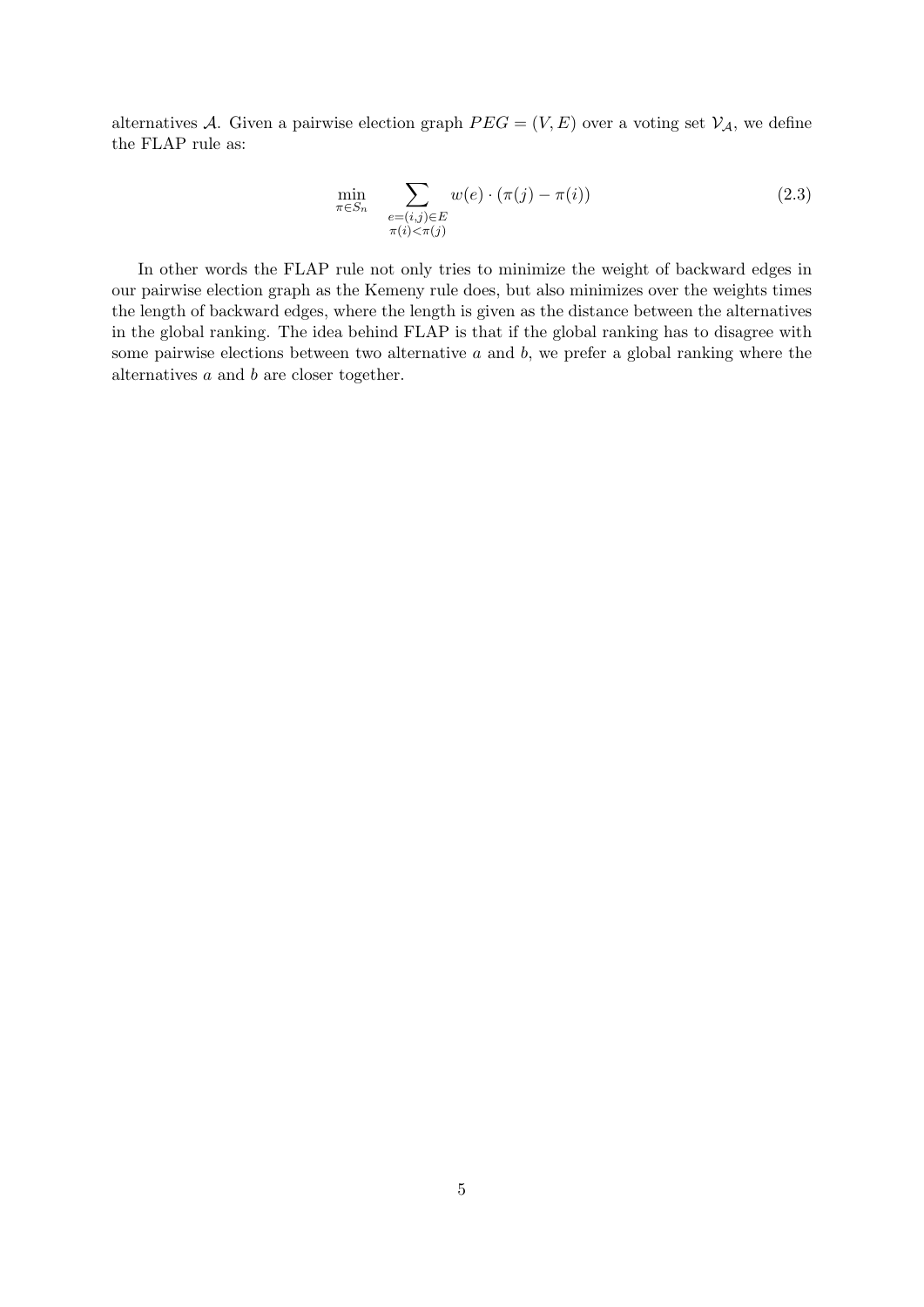alternatives $\mathcal{A}$. Given a pairwise election graph $PEG = (V, E)$ over a voting set $\mathcal{V}_{\mathcal{A}}$, we define the FLAP rule as:

$$\min_{\pi \in S_n} \sum_{\substack{e=(i,j) \in E \\ \pi(i) < \pi(j)}} w(e) \cdot (\pi(j) - \pi(i)) \tag{2.3}$$

In other words the FLAP rule not only tries to minimize the weight of backward edges in our pairwise election graph as the Kemeny rule does, but also minimizes over the weights times the length of backward edges, where the length is given as the distance between the alternatives in the global ranking. The idea behind FLAP is that if the global ranking has to disagree with some pairwise elections between two alternative $a$ and $b$, we prefer a global ranking where the alternatives $a$ and $b$ are closer together.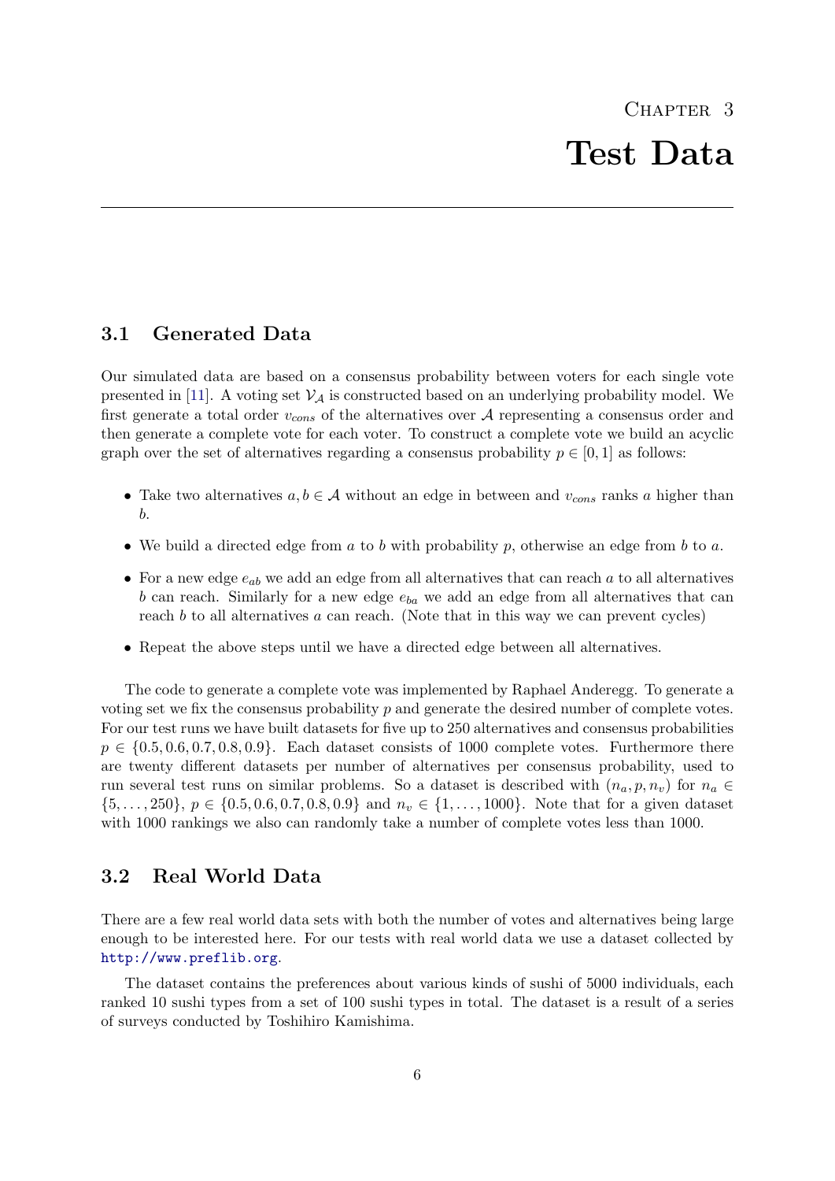# Chapter 3

# Test Data

## 3.1 Generated Data

Our simulated data are based on a consensus probability between voters for each single vote presented in [11]. A voting set $\mathcal{V}_{\mathcal{A}}$ is constructed based on an underlying probability model. We first generate a total order $v_{cons}$ of the alternatives over $\mathcal{A}$ representing a consensus order and then generate a complete vote for each voter. To construct a complete vote we build an acyclic graph over the set of alternatives regarding a consensus probability $p \in [0, 1]$ as follows:

- Take two alternatives $a, b \in \mathcal{A}$ without an edge in between and $v_{cons}$ ranks $a$ higher than $b$.
- We build a directed edge from $a$ to $b$ with probability $p$, otherwise an edge from $b$ to $a$.
- For a new edge $e_{ab}$ we add an edge from all alternatives that can reach $a$ to all alternatives $b$ can reach. Similarly for a new edge $e_{ba}$ we add an edge from all alternatives that can reach $b$ to all alternatives $a$ can reach. (Note that in this way we can prevent cycles)
- Repeat the above steps until we have a directed edge between all alternatives.

The code to generate a complete vote was implemented by Raphael Anderegg. To generate a voting set we fix the consensus probability $p$ and generate the desired number of complete votes. For our test runs we have built datasets for five up to 250 alternatives and consensus probabilities $p \in \{0.5, 0.6, 0.7, 0.8, 0.9\}$. Each dataset consists of 1000 complete votes. Furthermore there are twenty different datasets per number of alternatives per consensus probability, used to run several test runs on similar problems. So a dataset is described with $(n_a, p, n_v)$ for $n_a \in \{5, \ldots, 250\}$, $p \in \{0.5, 0.6, 0.7, 0.8, 0.9\}$ and $n_v \in \{1, \ldots, 1000\}$. Note that for a given dataset with 1000 rankings we also can randomly take a number of complete votes less than 1000.

## 3.2 Real World Data

There are a few real world data sets with both the number of votes and alternatives being large enough to be interested here. For our tests with real world data we use a dataset collected by http://www.preflib.org.

The dataset contains the preferences about various kinds of sushi of 5000 individuals, each ranked 10 sushi types from a set of 100 sushi types in total. The dataset is a result of a series of surveys conducted by Toshihiro Kamishima.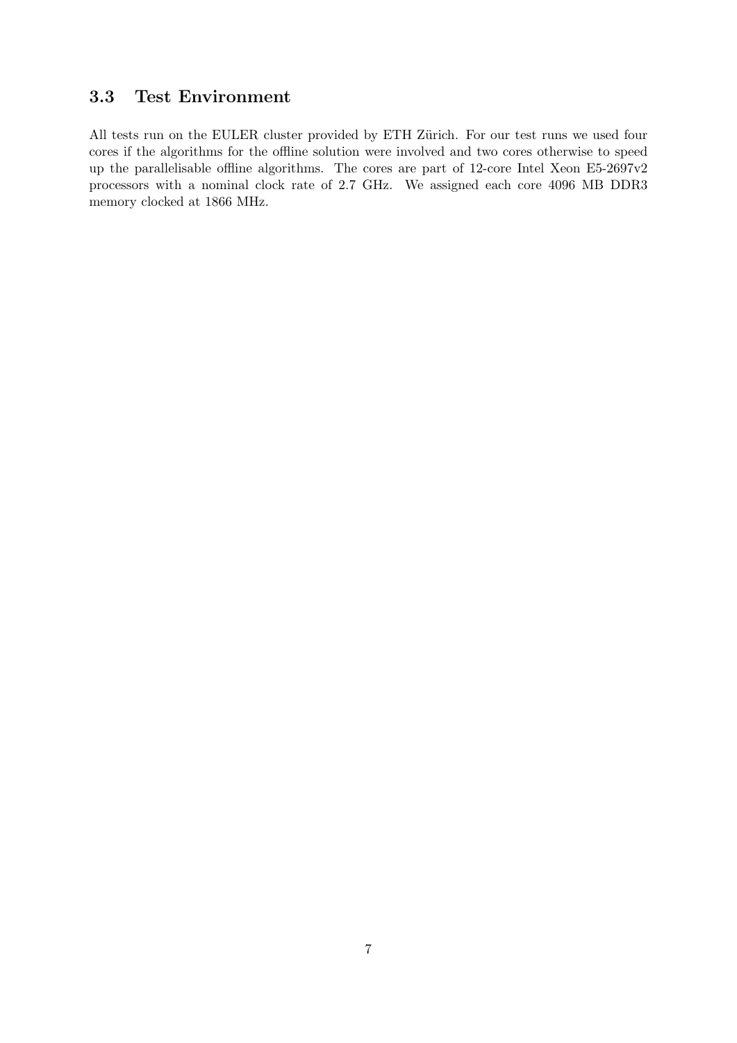## 3.3 Test Environment

All tests run on the EULER cluster provided by ETH Zürich. For our test runs we used four cores if the algorithms for the offline solution were involved and two cores otherwise to speed up the parallelisable offline algorithms. The cores are part of 12-core Intel Xeon E5-2697v2 processors with a nominal clock rate of 2.7 GHz. We assigned each core 4096 MB DDR3 memory clocked at 1866 MHz.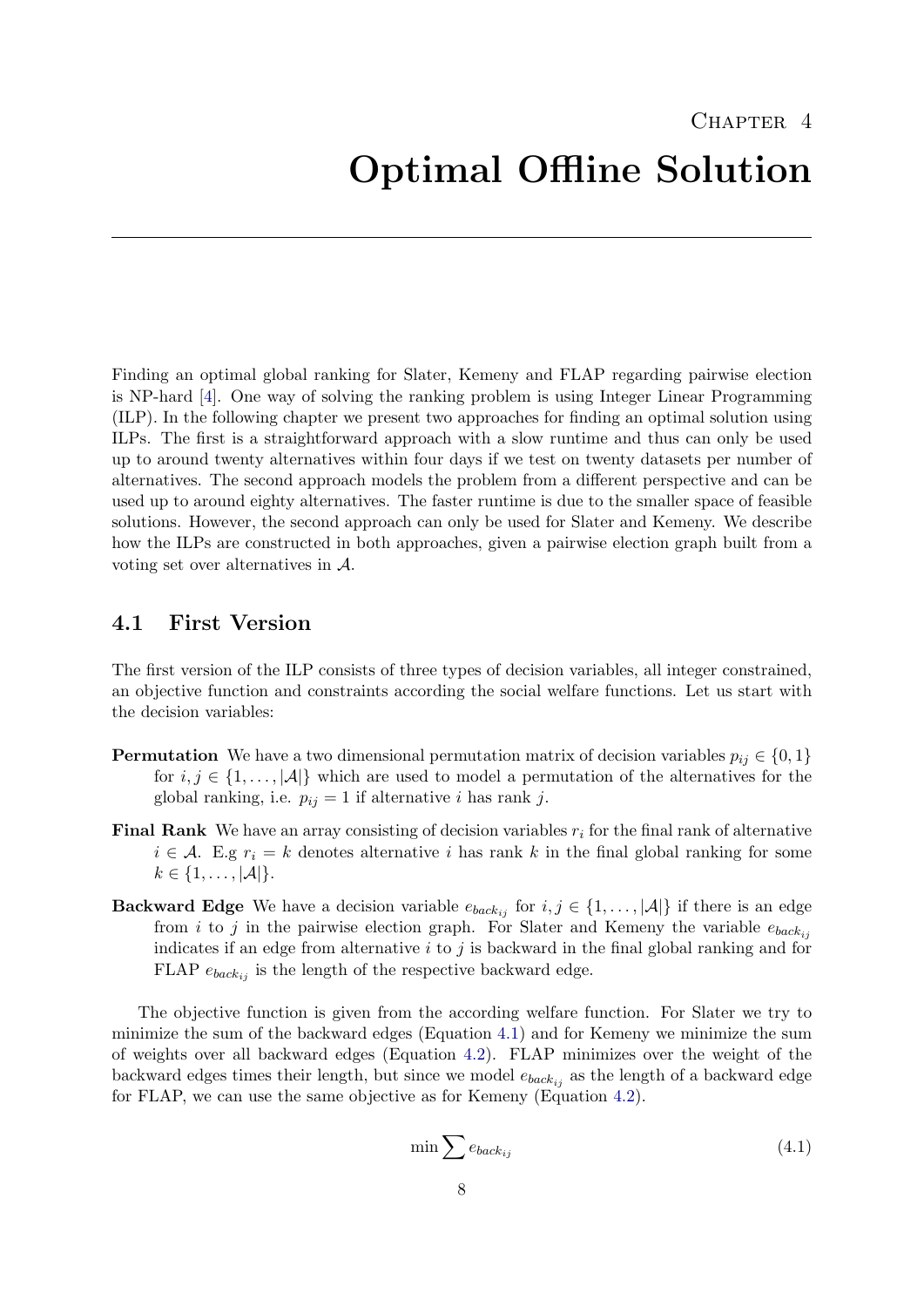# Chapter 4

# Optimal Offline Solution

Finding an optimal global ranking for Slater, Kemeny and FLAP regarding pairwise election is NP-hard [4]. One way of solving the ranking problem is using Integer Linear Programming (ILP). In the following chapter we present two approaches for finding an optimal solution using ILPs. The first is a straightforward approach with a slow runtime and thus can only be used up to around twenty alternatives within four days if we test on twenty datasets per number of alternatives. The second approach models the problem from a different perspective and can be used up to around eighty alternatives. The faster runtime is due to the smaller space of feasible solutions. However, the second approach can only be used for Slater and Kemeny. We describe how the ILPs are constructed in both approaches, given a pairwise election graph built from a voting set over alternatives in $\mathcal{A}$.

## 4.1 First Version

The first version of the ILP consists of three types of decision variables, all integer constrained, an objective function and constraints according the social welfare functions. Let us start with the decision variables:

**Permutation** We have a two dimensional permutation matrix of decision variables $p_{ij} \in \{0, 1\}$ for $i, j \in \{1, \dots, |\mathcal{A}|\}$ which are used to model a permutation of the alternatives for the global ranking, i.e. $p_{ij} = 1$ if alternative $i$ has rank $j$.

**Final Rank** We have an array consisting of decision variables $r_i$ for the final rank of alternative $i \in \mathcal{A}$. E.g $r_i = k$ denotes alternative $i$ has rank $k$ in the final global ranking for some $k \in \{1, \dots, |\mathcal{A}|\}$.

**Backward Edge** We have a decision variable $e_{back_{ij}}$ for $i, j \in \{1, \dots, |\mathcal{A}|\}$ if there is an edge from $i$ to $j$ in the pairwise election graph. For Slater and Kemeny the variable $e_{back_{ij}}$ indicates if an edge from alternative $i$ to $j$ is backward in the final global ranking and for FLAP $e_{back_{ij}}$ is the length of the respective backward edge.

The objective function is given from the according welfare function. For Slater we try to minimize the sum of the backward edges (Equation 4.1) and for Kemeny we minimize the sum of weights over all backward edges (Equation 4.2). FLAP minimizes over the weight of the backward edges times their length, but since we model $e_{back_{ij}}$ as the length of a backward edge for FLAP, we can use the same objective as for Kemeny (Equation 4.2).

$$\min \sum e_{back_{ij}} \tag{4.1}$$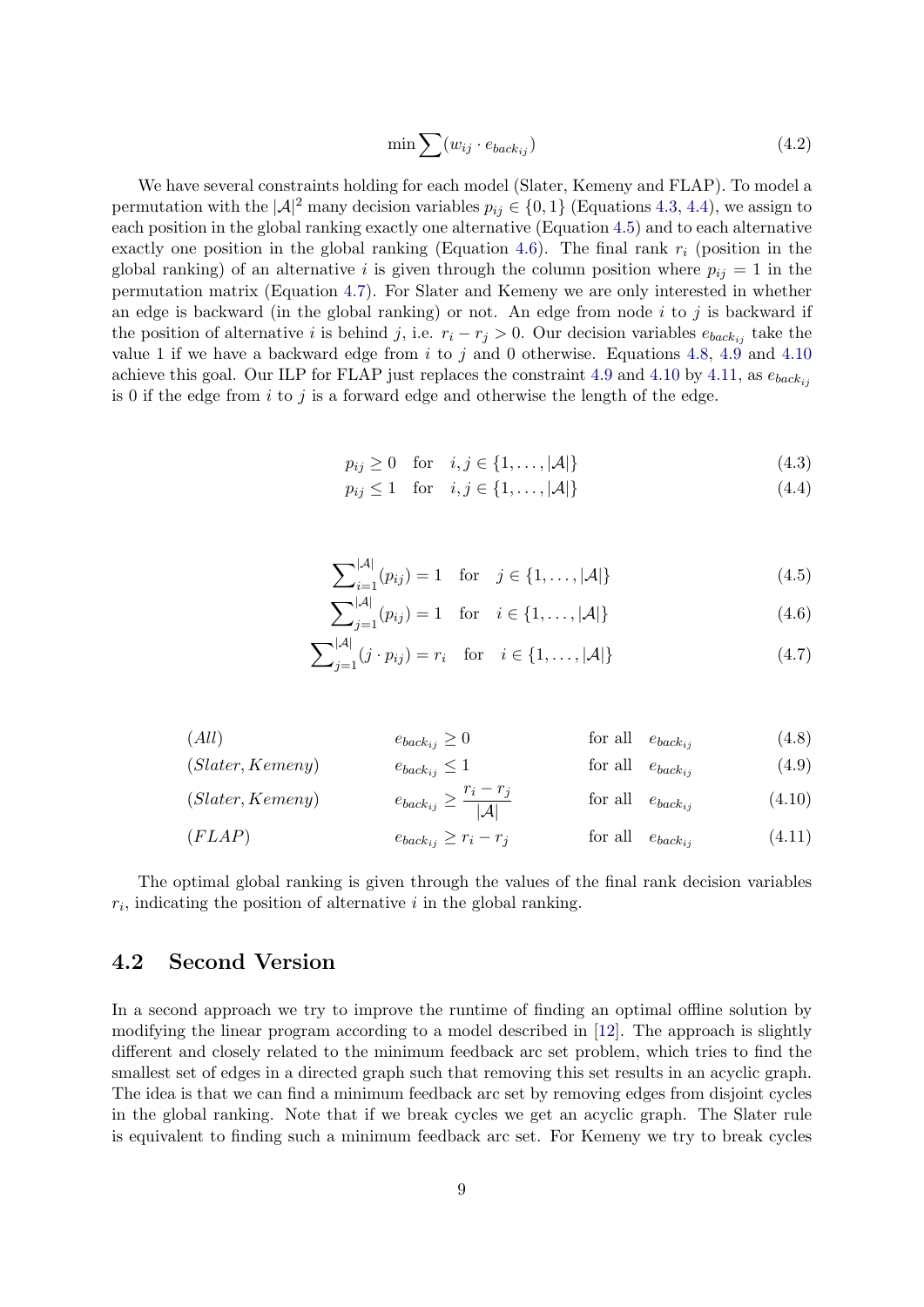$$\min \sum (w_{ij} \cdot e_{back_{ij}}) \tag{4.2}$$

We have several constraints holding for each model (Slater, Kemeny and FLAP). To model a permutation with the $|\mathcal{A}|^2$ many decision variables $p_{ij} \in \{0, 1\}$ (Equations 4.3, 4.4), we assign to each position in the global ranking exactly one alternative (Equation 4.5) and to each alternative exactly one position in the global ranking (Equation 4.6). The final rank $r_i$ (position in the global ranking) of an alternative $i$ is given through the column position where $p_{ij} = 1$ in the permutation matrix (Equation 4.7). For Slater and Kemeny we are only interested in whether an edge is backward (in the global ranking) or not. An edge from node $i$ to $j$ is backward if the position of alternative $i$ is behind $j$, i.e. $r_i - r_j > 0$. Our decision variables $e_{back_{ij}}$ take the value 1 if we have a backward edge from $i$ to $j$ and 0 otherwise. Equations 4.8, 4.9 and 4.10 achieve this goal. Our ILP for FLAP just replaces the constraint 4.9 and 4.10 by 4.11, as $e_{back_{ij}}$ is 0 if the edge from $i$ to $j$ is a forward edge and otherwise the length of the edge.

$$p_{ij} \geq 0 \quad \text{for} \quad i, j \in \{1, \ldots, |\mathcal{A}|\} \tag{4.3}$$

$$p_{ij} \leq 1 \quad \text{for} \quad i, j \in \{1, \ldots, |\mathcal{A}|\} \tag{4.4}$$

$$\sum\nolimits_{i=1}^{|\mathcal{A}|} (p_{ij}) = 1 \quad \text{for} \quad j \in \{1, \ldots, |\mathcal{A}|\} \tag{4.5}$$

$$\sum\nolimits_{j=1}^{|\mathcal{A}|} (p_{ij}) = 1 \quad \text{for} \quad i \in \{1, \ldots, |\mathcal{A}|\} \tag{4.6}$$

$$\sum\nolimits_{j=1}^{|\mathcal{A}|} (j \cdot p_{ij}) = r_i \quad \text{for} \quad i \in \{1, \ldots, |\mathcal{A}|\} \tag{4.7}$$

$$(All) \qquad e_{back_{ij}} \geq 0 \qquad \text{for all} \quad e_{back_{ij}} \tag{4.8}$$

$$(Slater, Kemeny) \qquad e_{back_{ij}} \leq 1 \qquad \text{for all} \quad e_{back_{ij}} \tag{4.9}$$

$$(Slater, Kemeny) \qquad e_{back_{ij}} \geq \frac{r_i - r_j}{|\mathcal{A}|} \qquad \text{for all} \quad e_{back_{ij}} \tag{4.10}$$

$$(FLAP) \qquad e_{back_{ij}} \geq r_i - r_j \qquad \text{for all} \quad e_{back_{ij}} \tag{4.11}$$

The optimal global ranking is given through the values of the final rank decision variables $r_i$, indicating the position of alternative $i$ in the global ranking.

## 4.2 Second Version

In a second approach we try to improve the runtime of finding an optimal offline solution by modifying the linear program according to a model described in [12]. The approach is slightly different and closely related to the minimum feedback arc set problem, which tries to find the smallest set of edges in a directed graph such that removing this set results in an acyclic graph. The idea is that we can find a minimum feedback arc set by removing edges from disjoint cycles in the global ranking. Note that if we break cycles we get an acyclic graph. The Slater rule is equivalent to finding such a minimum feedback arc set. For Kemeny we try to break cycles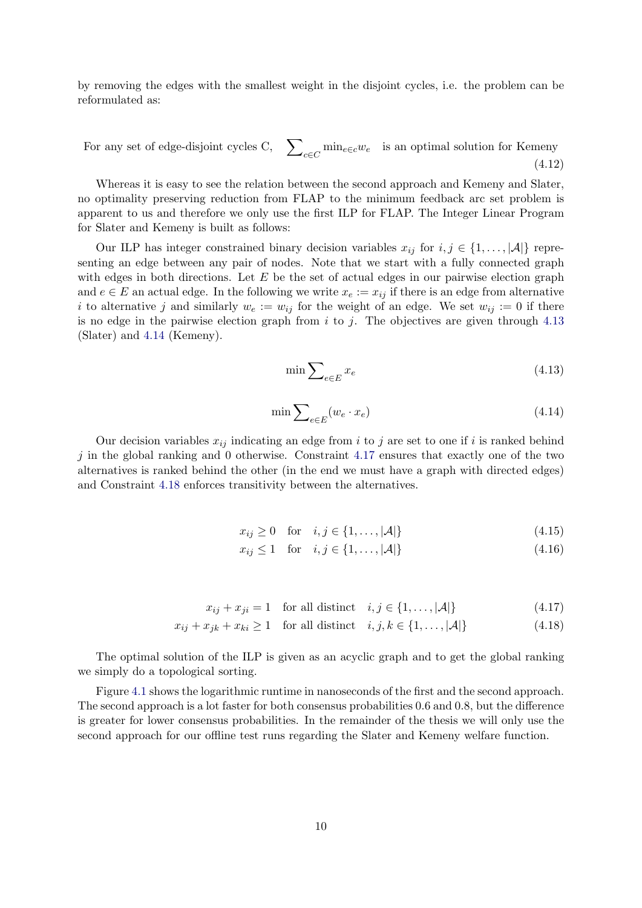by removing the edges with the smallest weight in the disjoint cycles, i.e. the problem can be reformulated as:

$$\text{For any set of edge-disjoint cycles C,} \quad \sum_{c \in C} \min_{e \in c} w_e \quad \text{is an optimal solution for Kemeny} \tag{4.12}$$

Whereas it is easy to see the relation between the second approach and Kemeny and Slater, no optimality preserving reduction from FLAP to the minimum feedback arc set problem is apparent to us and therefore we only use the first ILP for FLAP. The Integer Linear Program for Slater and Kemeny is built as follows:

Our ILP has integer constrained binary decision variables $x_{ij}$ for $i, j \in \{1, \ldots, |\mathcal{A}|\}$ representing an edge between any pair of nodes. Note that we start with a fully connected graph with edges in both directions. Let $E$ be the set of actual edges in our pairwise election graph and $e \in E$ an actual edge. In the following we write $x_e := x_{ij}$ if there is an edge from alternative $i$ to alternative $j$ and similarly $w_e := w_{ij}$ for the weight of an edge. We set $w_{ij} := 0$ if there is no edge in the pairwise election graph from $i$ to $j$. The objectives are given through 4.13 (Slater) and 4.14 (Kemeny).

$$\min \sum_{e \in E} x_e \tag{4.13}$$

$$\min \sum_{e \in E} (w_e \cdot x_e) \tag{4.14}$$

Our decision variables $x_{ij}$ indicating an edge from $i$ to $j$ are set to one if $i$ is ranked behind $j$ in the global ranking and 0 otherwise. Constraint 4.17 ensures that exactly one of the two alternatives is ranked behind the other (in the end we must have a graph with directed edges) and Constraint 4.18 enforces transitivity between the alternatives.

$$x_{ij} \geq 0 \quad \text{for} \quad i, j \in \{1, \ldots, |\mathcal{A}|\} \tag{4.15}$$

$$x_{ij} \leq 1 \quad \text{for} \quad i, j \in \{1, \ldots, |\mathcal{A}|\} \tag{4.16}$$

$$x_{ij} + x_{ji} = 1 \quad \text{for all distinct} \quad i, j \in \{1, \ldots, |\mathcal{A}|\} \tag{4.17}$$

$$x_{ij} + x_{jk} + x_{ki} \geq 1 \quad \text{for all distinct} \quad i, j, k \in \{1, \ldots, |\mathcal{A}|\} \tag{4.18}$$

The optimal solution of the ILP is given as an acyclic graph and to get the global ranking we simply do a topological sorting.

Figure 4.1 shows the logarithmic runtime in nanoseconds of the first and the second approach. The second approach is a lot faster for both consensus probabilities 0.6 and 0.8, but the difference is greater for lower consensus probabilities. In the remainder of the thesis we will only use the second approach for our offline test runs regarding the Slater and Kemeny welfare function.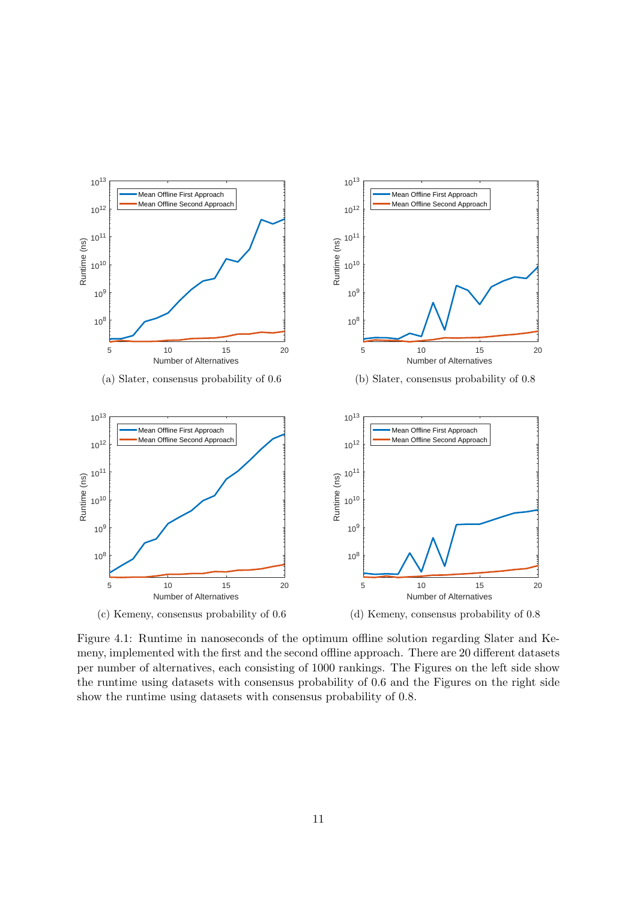(a) Slater, consensus probability of 0.6

(b) Slater, consensus probability of 0.8

(c) Kemeny, consensus probability of 0.6

(d) Kemeny, consensus probability of 0.8

Figure 4.1: Runtime in nanoseconds of the optimum offline solution regarding Slater and Kemeny, implemented with the first and the second offline approach. There are 20 different datasets per number of alternatives, each consisting of 1000 rankings. The Figures on the left side show the runtime using datasets with consensus probability of 0.6 and the Figures on the right side show the runtime using datasets with consensus probability of 0.8.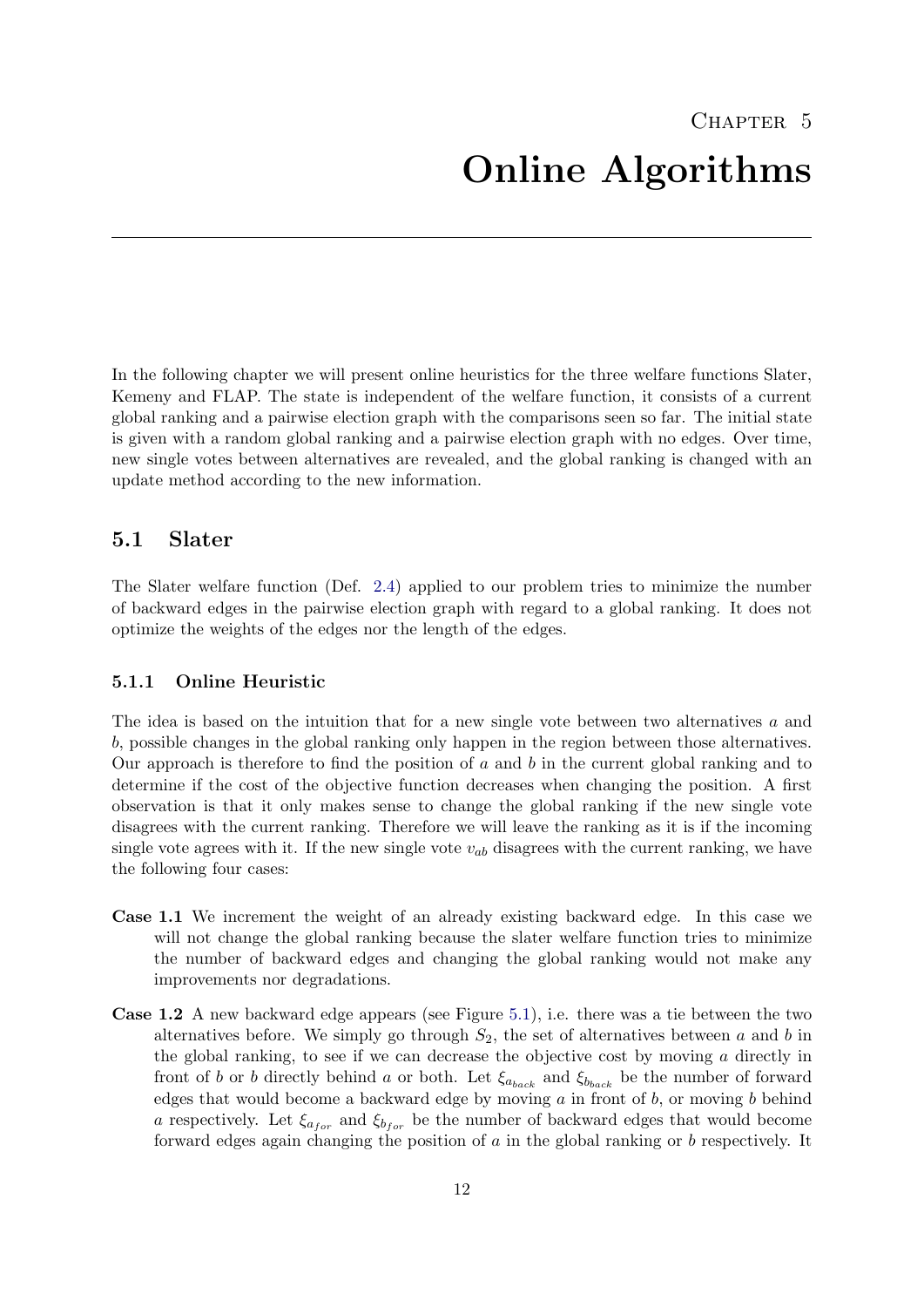# Chapter 5
# Online Algorithms

In the following chapter we will present online heuristics for the three welfare functions Slater, Kemeny and FLAP. The state is independent of the welfare function, it consists of a current global ranking and a pairwise election graph with the comparisons seen so far. The initial state is given with a random global ranking and a pairwise election graph with no edges. Over time, new single votes between alternatives are revealed, and the global ranking is changed with an update method according to the new information.

## 5.1 Slater

The Slater welfare function (Def. 2.4) applied to our problem tries to minimize the number of backward edges in the pairwise election graph with regard to a global ranking. It does not optimize the weights of the edges nor the length of the edges.

### 5.1.1 Online Heuristic

The idea is based on the intuition that for a new single vote between two alternatives $a$ and $b$, possible changes in the global ranking only happen in the region between those alternatives. Our approach is therefore to find the position of $a$ and $b$ in the current global ranking and to determine if the cost of the objective function decreases when changing the position. A first observation is that it only makes sense to change the global ranking if the new single vote disagrees with the current ranking. Therefore we will leave the ranking as it is if the incoming single vote agrees with it. If the new single vote $v_{ab}$ disagrees with the current ranking, we have the following four cases:

**Case 1.1** We increment the weight of an already existing backward edge. In this case we will not change the global ranking because the slater welfare function tries to minimize the number of backward edges and changing the global ranking would not make any improvements nor degradations.

**Case 1.2** A new backward edge appears (see Figure 5.1), i.e. there was a tie between the two alternatives before. We simply go through $S_2$, the set of alternatives between $a$ and $b$ in the global ranking, to see if we can decrease the objective cost by moving $a$ directly in front of $b$ or $b$ directly behind $a$ or both. Let $\xi_{a_{back}}$ and $\xi_{b_{back}}$ be the number of forward edges that would become a backward edge by moving $a$ in front of $b$, or moving $b$ behind $a$ respectively. Let $\xi_{a_{for}}$ and $\xi_{b_{for}}$ be the number of backward edges that would become forward edges again changing the position of $a$ in the global ranking or $b$ respectively. It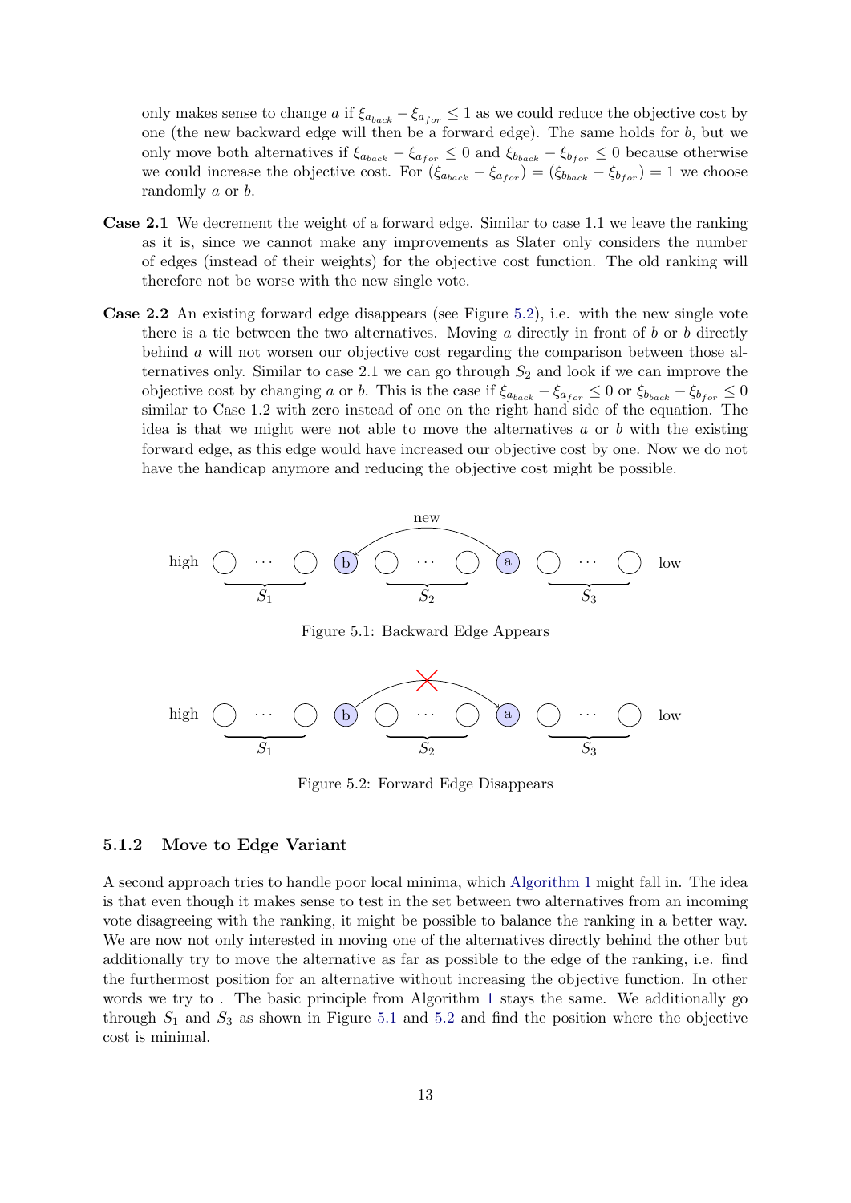only makes sense to change $a$ if $\xi_{a_{back}} - \xi_{a_{for}} \leq 1$ as we could reduce the objective cost by one (the new backward edge will then be a forward edge). The same holds for $b$, but we only move both alternatives if $\xi_{a_{back}} - \xi_{a_{for}} \leq 0$ and $\xi_{b_{back}} - \xi_{b_{for}} \leq 0$ because otherwise we could increase the objective cost. For $(\xi_{a_{back}} - \xi_{a_{for}}) = (\xi_{b_{back}} - \xi_{b_{for}}) = 1$ we choose randomly $a$ or $b$.

**Case 2.1** We decrement the weight of a forward edge. Similar to case 1.1 we leave the ranking as it is, since we cannot make any improvements as Slater only considers the number of edges (instead of their weights) for the objective cost function. The old ranking will therefore not be worse with the new single vote.

**Case 2.2** An existing forward edge disappears (see Figure 5.2), i.e. with the new single vote there is a tie between the two alternatives. Moving $a$ directly in front of $b$ or $b$ directly behind $a$ will not worsen our objective cost regarding the comparison between those alternatives only. Similar to case 2.1 we can go through $S_2$ and look if we can improve the objective cost by changing $a$ or $b$. This is the case if $\xi_{a_{back}} - \xi_{a_{for}} \leq 0$ or $\xi_{b_{back}} - \xi_{b_{for}} \leq 0$ similar to Case 1.2 with zero instead of one on the right hand side of the equation. The idea is that we might were not able to move the alternatives $a$ or $b$ with the existing forward edge, as this edge would have increased our objective cost by one. Now we do not have the handicap anymore and reducing the objective cost might be possible.

Figure 5.1: Backward Edge Appears

Figure 5.2: Forward Edge Disappears

### 5.1.2 Move to Edge Variant

A second approach tries to handle poor local minima, which Algorithm 1 might fall in. The idea is that even though it makes sense to test in the set between two alternatives from an incoming vote disagreeing with the ranking, it might be possible to balance the ranking in a better way. We are now not only interested in moving one of the alternatives directly behind the other but additionally try to move the alternative as far as possible to the edge of the ranking, i.e. find the furthermost position for an alternative without increasing the objective function. In other words we try to . The basic principle from Algorithm 1 stays the same. We additionally go through $S_1$ and $S_3$ as shown in Figure 5.1 and 5.2 and find the position where the objective cost is minimal.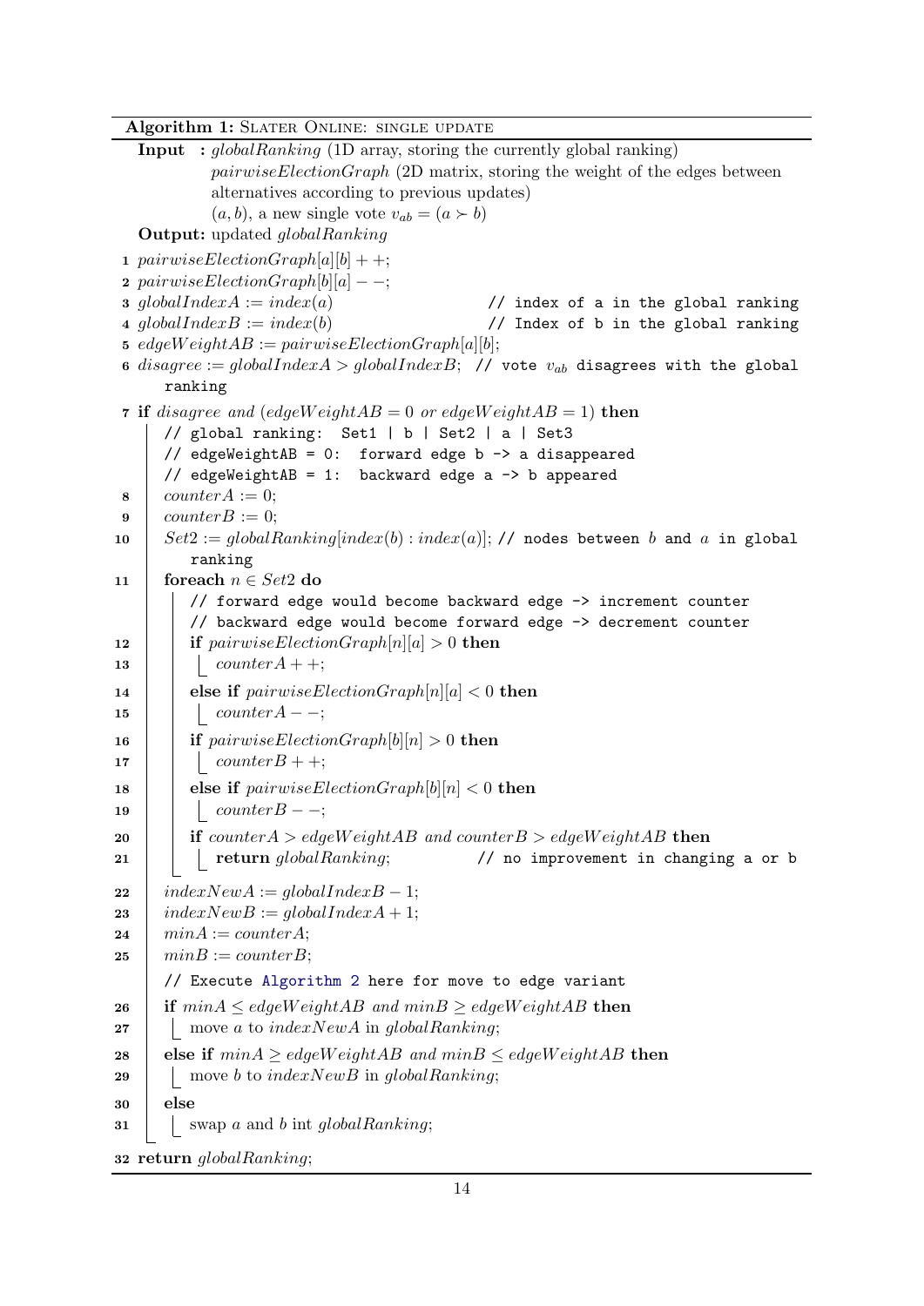**Algorithm 1:** SLATER ONLINE: SINGLE UPDATE

**Input :** *globalRanking* (1D array, storing the currently global ranking)
*pairwiseElectionGraph* (2D matrix, storing the weight of the edges between alternatives according to previous updates)
$(a, b)$, a new single vote $v_{ab} = (a \succ b)$

**Output:** updated *globalRanking*

```
1  pairwiseElectionGraph[a][b] ++;
2  pairwiseElectionGraph[b][a] −−;
3  globalIndexA := index(a)                    // index of a in the global ranking
4  globalIndexB := index(b)                    // Index of b in the global ranking
5  edgeWeightAB := pairwiseElectionGraph[a][b];
6  disagree := globalIndexA > globalIndexB;  // vote v_ab disagrees with the global
      ranking
7  if disagree and (edgeWeightAB = 0 or edgeWeightAB = 1) then
       // global ranking:  Set1 | b | Set2 | a | Set3
       // edgeWeightAB = 0:  forward edge b -> a disappeared
       // edgeWeightAB = 1:  backward edge a -> b appeared
8      counterA := 0;
9      counterB := 0;
10     Set2 := globalRanking[index(b) : index(a)]; // nodes between b and a in global
          ranking
11     foreach n ∈ Set2 do
           // forward edge would become backward edge -> increment counter
           // backward edge would become forward edge -> decrement counter
12         if pairwiseElectionGraph[n][a] > 0 then
13             counterA ++;
14         else if pairwiseElectionGraph[n][a] < 0 then
15             counterA −−;
16         if pairwiseElectionGraph[b][n] > 0 then
17             counterB ++;
18         else if pairwiseElectionGraph[b][n] < 0 then
19             counterB −−;
20         if counterA > edgeWeightAB and counterB > edgeWeightAB then
21             return globalRanking;          // no improvement in changing a or b
22     indexNewA := globalIndexB − 1;
23     indexNewB := globalIndexA + 1;
24     minA := counterA;
25     minB := counterB;
       // Execute Algorithm 2 here for move to edge variant
26     if minA ≤ edgeWeightAB and minB ≥ edgeWeightAB then
27         move a to indexNewA in globalRanking;
28     else if minA ≥ edgeWeightAB and minB ≤ edgeWeightAB then
29         move b to indexNewB in globalRanking;
30     else
31         swap a and b int globalRanking;
32 return globalRanking;
```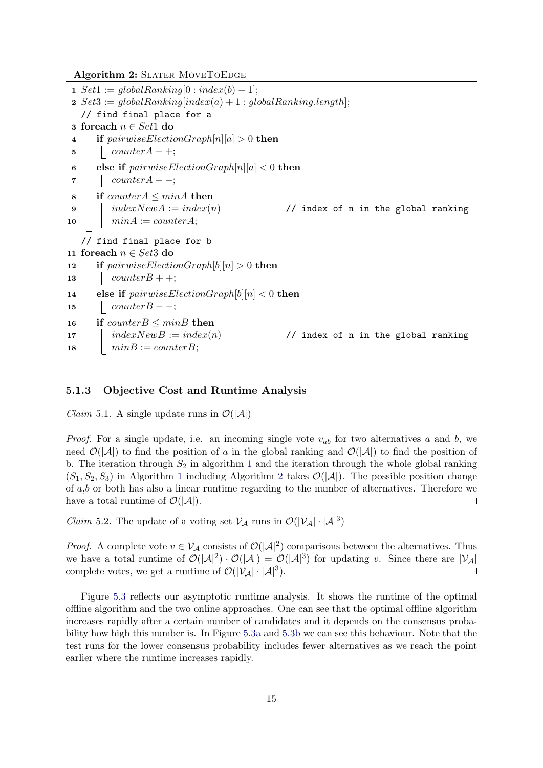**Algorithm 2:** SLATER MOVETOEDGE

```
1  Set1 := globalRanking[0 : index(b) − 1];
2  Set3 := globalRanking[index(a) + 1 : globalRanking.length];
   // find final place for a
3  foreach n ∈ Set1 do
4      if pairwiseElectionGraph[n][a] > 0 then
5          counterA + +;
6      else if pairwiseElectionGraph[n][a] < 0 then
7          counterA − −;
8      if counterA ≤ minA then
9          indexNewA := index(n)            // index of n in the global ranking
10         minA := counterA;
   // find final place for b
11 foreach n ∈ Set3 do
12     if pairwiseElectionGraph[b][n] > 0 then
13         counterB + +;
14     else if pairwiseElectionGraph[b][n] < 0 then
15         counterB − −;
16     if counterB ≤ minB then
17         indexNewB := index(n)            // index of n in the global ranking
18         minB := counterB;
```

### 5.1.3 Objective Cost and Runtime Analysis

*Claim* 5.1. A single update runs in $\mathcal{O}(|\mathcal{A}|)$

*Proof.* For a single update, i.e. an incoming single vote $v_{ab}$ for two alternatives $a$ and $b$, we need $\mathcal{O}(|\mathcal{A}|)$ to find the position of $a$ in the global ranking and $\mathcal{O}(|\mathcal{A}|)$ to find the position of b. The iteration through $S_2$ in algorithm 1 and the iteration through the whole global ranking $(S_1, S_2, S_3)$ in Algorithm 1 including Algorithm 2 takes $\mathcal{O}(|\mathcal{A}|)$. The possible position change of $a$,$b$ or both has also a linear runtime regarding to the number of alternatives. Therefore we have a total runtime of $\mathcal{O}(|\mathcal{A}|)$. □

*Claim* 5.2. The update of a voting set $\mathcal{V}_{\mathcal{A}}$ runs in $\mathcal{O}(|\mathcal{V}_{\mathcal{A}}| \cdot |\mathcal{A}|^3)$

*Proof.* A complete vote $v \in \mathcal{V}_{\mathcal{A}}$ consists of $\mathcal{O}(|\mathcal{A}|^2)$ comparisons between the alternatives. Thus we have a total runtime of $\mathcal{O}(|\mathcal{A}|^2) \cdot \mathcal{O}(|\mathcal{A}|) = \mathcal{O}(|\mathcal{A}|^3)$ for updating $v$. Since there are $|\mathcal{V}_{\mathcal{A}}|$ complete votes, we get a runtime of $\mathcal{O}(|\mathcal{V}_{\mathcal{A}}| \cdot |\mathcal{A}|^3)$. □

Figure 5.3 reflects our asymptotic runtime analysis. It shows the runtime of the optimal offline algorithm and the two online approaches. One can see that the optimal offline algorithm increases rapidly after a certain number of candidates and it depends on the consensus probability how high this number is. In Figure 5.3a and 5.3b we can see this behaviour. Note that the test runs for the lower consensus probability includes fewer alternatives as we reach the point earlier where the runtime increases rapidly.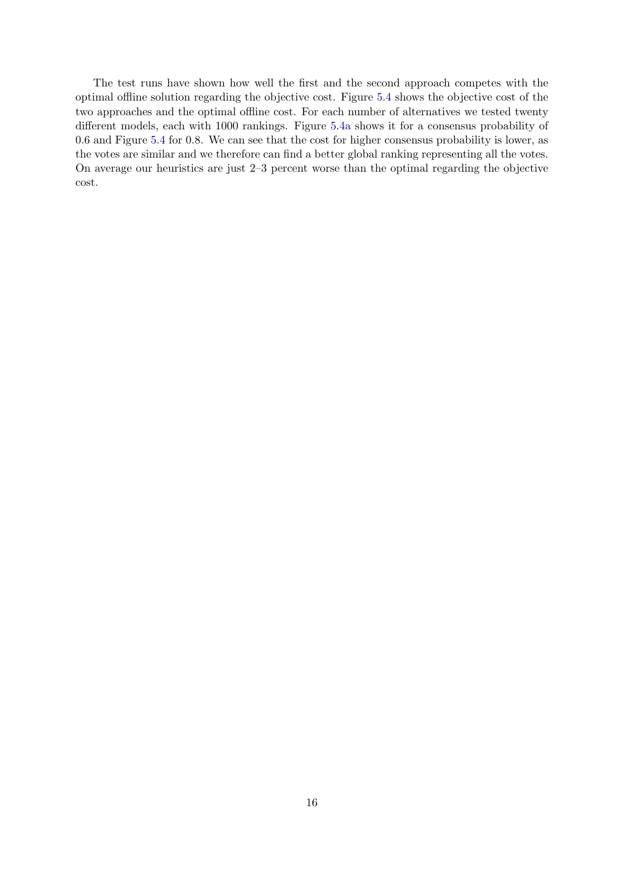The test runs have shown how well the first and the second approach competes with the optimal offline solution regarding the objective cost. Figure 5.4 shows the objective cost of the two approaches and the optimal offline cost. For each number of alternatives we tested twenty different models, each with 1000 rankings. Figure 5.4a shows it for a consensus probability of 0.6 and Figure 5.4 for 0.8. We can see that the cost for higher consensus probability is lower, as the votes are similar and we therefore can find a better global ranking representing all the votes. On average our heuristics are just 2–3 percent worse than the optimal regarding the objective cost.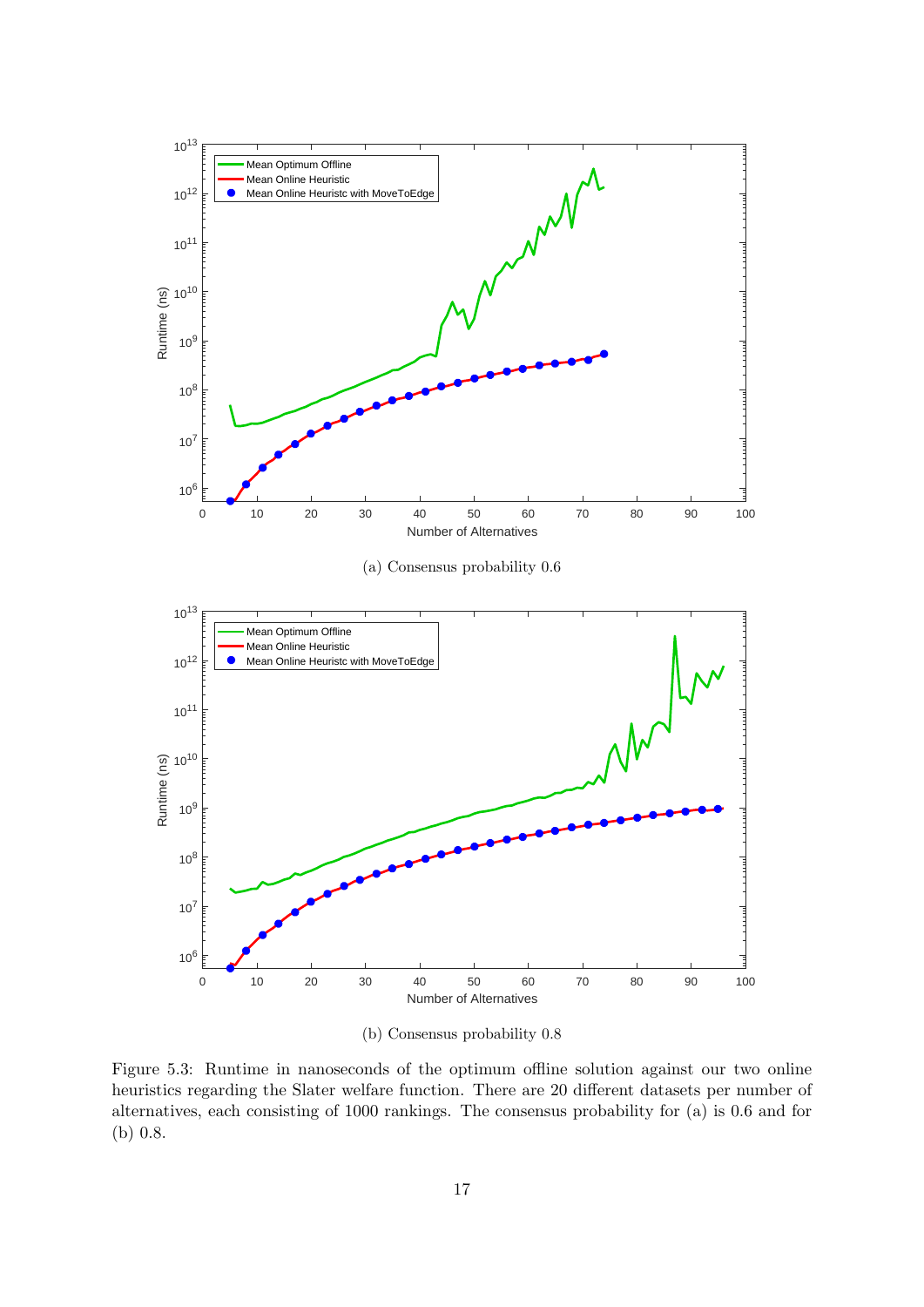(a) Consensus probability 0.6

(b) Consensus probability 0.8

Figure 5.3: Runtime in nanoseconds of the optimum offline solution against our two online heuristics regarding the Slater welfare function. There are 20 different datasets per number of alternatives, each consisting of 1000 rankings. The consensus probability for (a) is 0.6 and for (b) 0.8.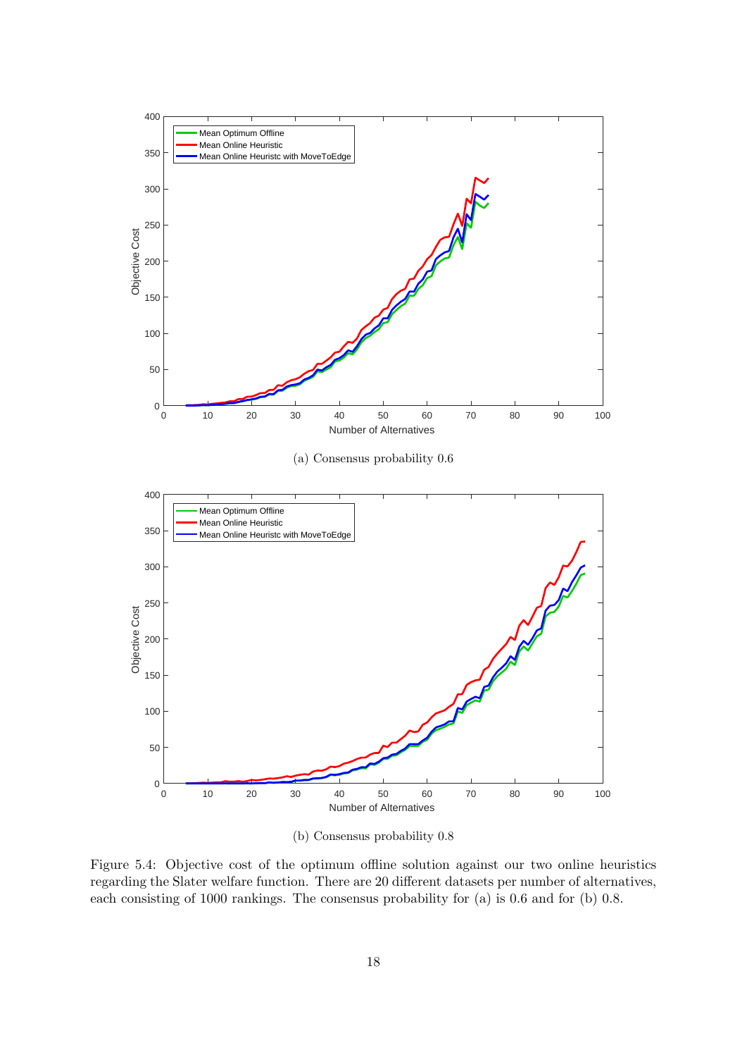(a) Consensus probability 0.6

(b) Consensus probability 0.8

Figure 5.4: Objective cost of the optimum offline solution against our two online heuristics regarding the Slater welfare function. There are 20 different datasets per number of alternatives, each consisting of 1000 rankings. The consensus probability for (a) is 0.6 and for (b) 0.8.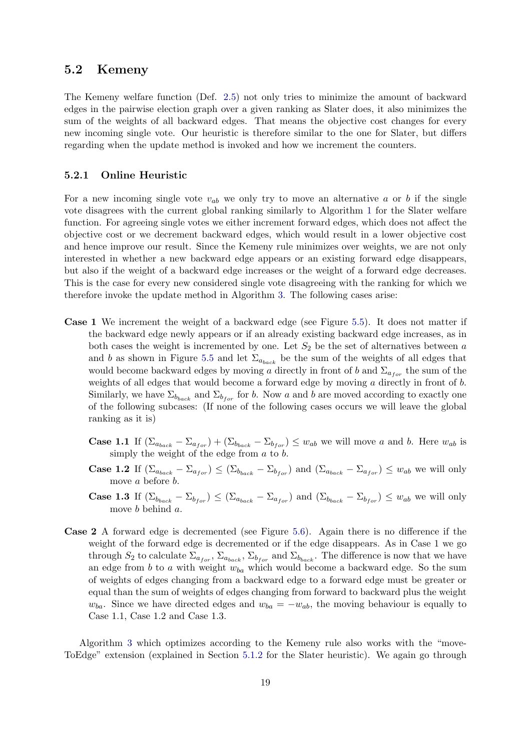## 5.2 Kemeny

The Kemeny welfare function (Def. 2.5) not only tries to minimize the amount of backward edges in the pairwise election graph over a given ranking as Slater does, it also minimizes the sum of the weights of all backward edges. That means the objective cost changes for every new incoming single vote. Our heuristic is therefore similar to the one for Slater, but differs regarding when the update method is invoked and how we increment the counters.

### 5.2.1 Online Heuristic

For a new incoming single vote $v_{ab}$ we only try to move an alternative $a$ or $b$ if the single vote disagrees with the current global ranking similarly to Algorithm 1 for the Slater welfare function. For agreeing single votes we either increment forward edges, which does not affect the objective cost or we decrement backward edges, which would result in a lower objective cost and hence improve our result. Since the Kemeny rule minimizes over weights, we are not only interested in whether a new backward edge appears or an existing forward edge disappears, but also if the weight of a backward edge increases or the weight of a forward edge decreases. This is the case for every new considered single vote disagreeing with the ranking for which we therefore invoke the update method in Algorithm 3. The following cases arise:

**Case 1** We increment the weight of a backward edge (see Figure 5.5). It does not matter if the backward edge newly appears or if an already existing backward edge increases, as in both cases the weight is incremented by one. Let $S_2$ be the set of alternatives between $a$ and $b$ as shown in Figure 5.5 and let $\Sigma_{a_{back}}$ be the sum of the weights of all edges that would become backward edges by moving $a$ directly in front of $b$ and $\Sigma_{a_{for}}$ the sum of the weights of all edges that would become a forward edge by moving $a$ directly in front of $b$. Similarly, we have $\Sigma_{b_{back}}$ and $\Sigma_{b_{for}}$ for $b$. Now $a$ and $b$ are moved according to exactly one of the following subcases: (If none of the following cases occurs we will leave the global ranking as it is)

> **Case 1.1** If $(\Sigma_{a_{back}} - \Sigma_{a_{for}}) + (\Sigma_{b_{back}} - \Sigma_{b_{for}}) \leq w_{ab}$ we will move $a$ and $b$. Here $w_{ab}$ is simply the weight of the edge from $a$ to $b$.
>
> **Case 1.2** If $(\Sigma_{a_{back}} - \Sigma_{a_{for}}) \leq (\Sigma_{b_{back}} - \Sigma_{b_{for}})$ and $(\Sigma_{a_{back}} - \Sigma_{a_{for}}) \leq w_{ab}$ we will only move $a$ before $b$.
>
> **Case 1.3** If $(\Sigma_{b_{back}} - \Sigma_{b_{for}}) \leq (\Sigma_{a_{back}} - \Sigma_{a_{for}})$ and $(\Sigma_{b_{back}} - \Sigma_{b_{for}}) \leq w_{ab}$ we will only move $b$ behind $a$.

**Case 2** A forward edge is decremented (see Figure 5.6). Again there is no difference if the weight of the forward edge is decremented or if the edge disappears. As in Case 1 we go through $S_2$ to calculate $\Sigma_{a_{for}}$, $\Sigma_{a_{back}}$, $\Sigma_{b_{for}}$ and $\Sigma_{b_{back}}$. The difference is now that we have an edge from $b$ to $a$ with weight $w_{ba}$ which would become a backward edge. So the sum of weights of edges changing from a backward edge to a forward edge must be greater or equal than the sum of weights of edges changing from forward to backward plus the weight $w_{ba}$. Since we have directed edges and $w_{ba} = -w_{ab}$, the moving behaviour is equally to Case 1.1, Case 1.2 and Case 1.3.

Algorithm 3 which optimizes according to the Kemeny rule also works with the "moveToEdge" extension (explained in Section 5.1.2 for the Slater heuristic). We again go through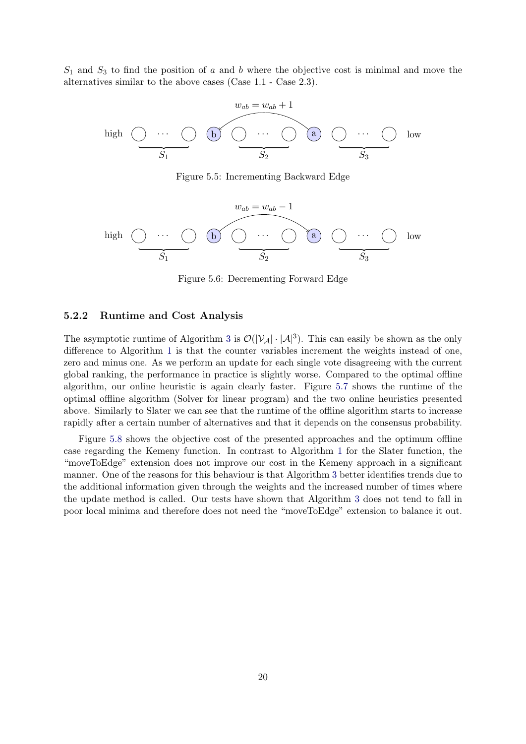$S_1$ and $S_3$ to find the position of $a$ and $b$ where the objective cost is minimal and move the alternatives similar to the above cases (Case 1.1 - Case 2.3).

Figure 5.5: Incrementing Backward Edge

Figure 5.6: Decrementing Forward Edge

### 5.2.2 Runtime and Cost Analysis

The asymptotic runtime of Algorithm 3 is $\mathcal{O}(|\mathcal{V}_\mathcal{A}| \cdot |\mathcal{A}|^3)$. This can easily be shown as the only difference to Algorithm 1 is that the counter variables increment the weights instead of one, zero and minus one. As we perform an update for each single vote disagreeing with the current global ranking, the performance in practice is slightly worse. Compared to the optimal offline algorithm, our online heuristic is again clearly faster. Figure 5.7 shows the runtime of the optimal offline algorithm (Solver for linear program) and the two online heuristics presented above. Similarly to Slater we can see that the runtime of the offline algorithm starts to increase rapidly after a certain number of alternatives and that it depends on the consensus probability.

Figure 5.8 shows the objective cost of the presented approaches and the optimum offline case regarding the Kemeny function. In contrast to Algorithm 1 for the Slater function, the "moveToEdge" extension does not improve our cost in the Kemeny approach in a significant manner. One of the reasons for this behaviour is that Algorithm 3 better identifies trends due to the additional information given through the weights and the increased number of times where the update method is called. Our tests have shown that Algorithm 3 does not tend to fall in poor local minima and therefore does not need the "moveToEdge" extension to balance it out.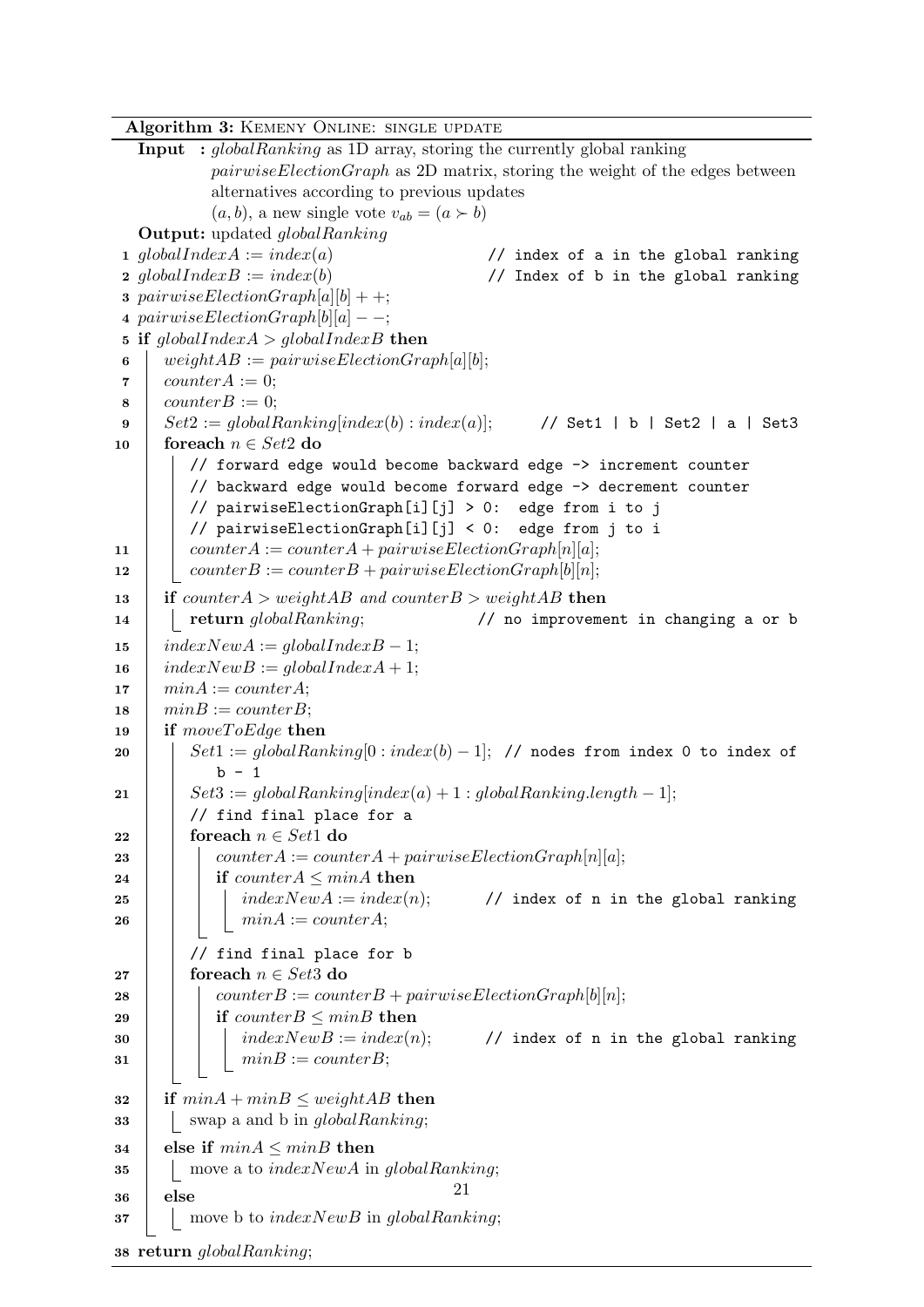**Algorithm 3:** KEMENY ONLINE: SINGLE UPDATE

**Input :** *globalRanking* as 1D array, storing the currently global ranking
*pairwiseElectionGraph* as 2D matrix, storing the weight of the edges between alternatives according to previous updates
$(a, b)$, a new single vote $v_{ab} = (a \succ b)$

**Output:** updated *globalRanking*

```
1  globalIndexA := index(a)                      // index of a in the global ranking
2  globalIndexB := index(b)                      // Index of b in the global ranking
3  pairwiseElectionGraph[a][b] + +;
4  pairwiseElectionGraph[b][a] − −;
5  if globalIndexA > globalIndexB then
6      weightAB := pairwiseElectionGraph[a][b];
7      counterA := 0;
8      counterB := 0;
9      Set2 := globalRanking[index(b) : index(a)];      // Set1 | b | Set2 | a | Set3
10     foreach n ∈ Set2 do
           // forward edge would become backward edge -> increment counter
           // backward edge would become forward edge -> decrement counter
           // pairwiseElectionGraph[i][j] > 0:  edge from i to j
           // pairwiseElectionGraph[i][j] < 0:  edge from j to i
11         counterA := counterA + pairwiseElectionGraph[n][a];
12         counterB := counterB + pairwiseElectionGraph[b][n];
13     if counterA > weightAB and counterB > weightAB then
14         return globalRanking;                 // no improvement in changing a or b
15     indexNewA := globalIndexB − 1;
16     indexNewB := globalIndexA + 1;
17     minA := counterA;
18     minB := counterB;
19     if moveToEdge then
20         Set1 := globalRanking[0 : index(b) − 1];  // nodes from index 0 to index of
               b - 1
21         Set3 := globalRanking[index(a) + 1 : globalRanking.length − 1];
           // find final place for a
22         foreach n ∈ Set1 do
23             counterA := counterA + pairwiseElectionGraph[n][a];
24             if counterA ≤ minA then
25                 indexNewA := index(n);        // index of n in the global ranking
26                 minA := counterA;
           // find final place for b
27         foreach n ∈ Set3 do
28             counterB := counterB + pairwiseElectionGraph[b][n];
29             if counterB ≤ minB then
30                 indexNewB := index(n);        // index of n in the global ranking
31                 minB := counterB;
32     if minA + minB ≤ weightAB then
33         swap a and b in globalRanking;
34     else if minA ≤ minB then
35         move a to indexNewA in globalRanking;
36     else
37         move b to indexNewB in globalRanking;
38 return globalRanking;
```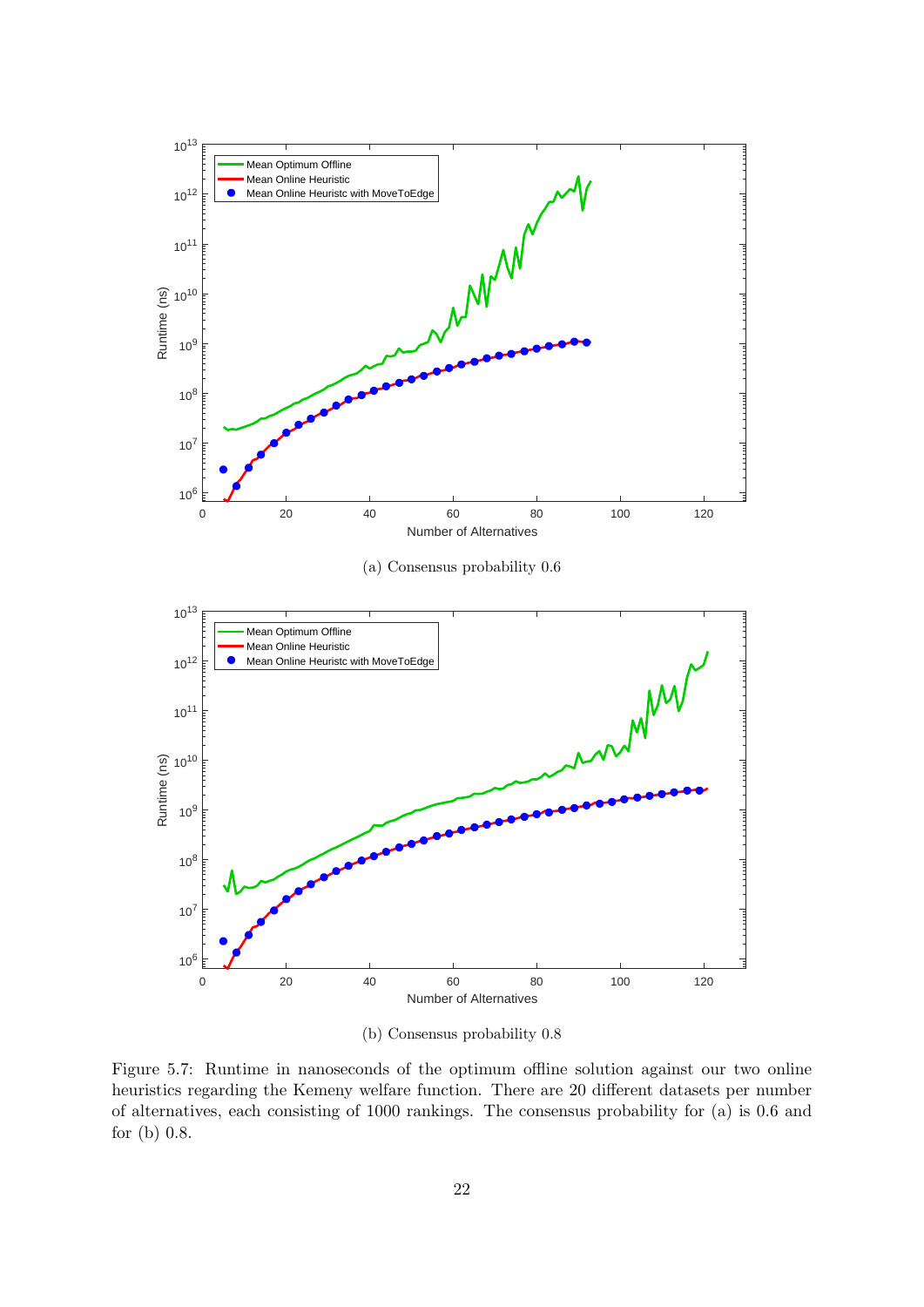(a) Consensus probability 0.6

(b) Consensus probability 0.8

Figure 5.7: Runtime in nanoseconds of the optimum offline solution against our two online heuristics regarding the Kemeny welfare function. There are 20 different datasets per number of alternatives, each consisting of 1000 rankings. The consensus probability for (a) is 0.6 and for (b) 0.8.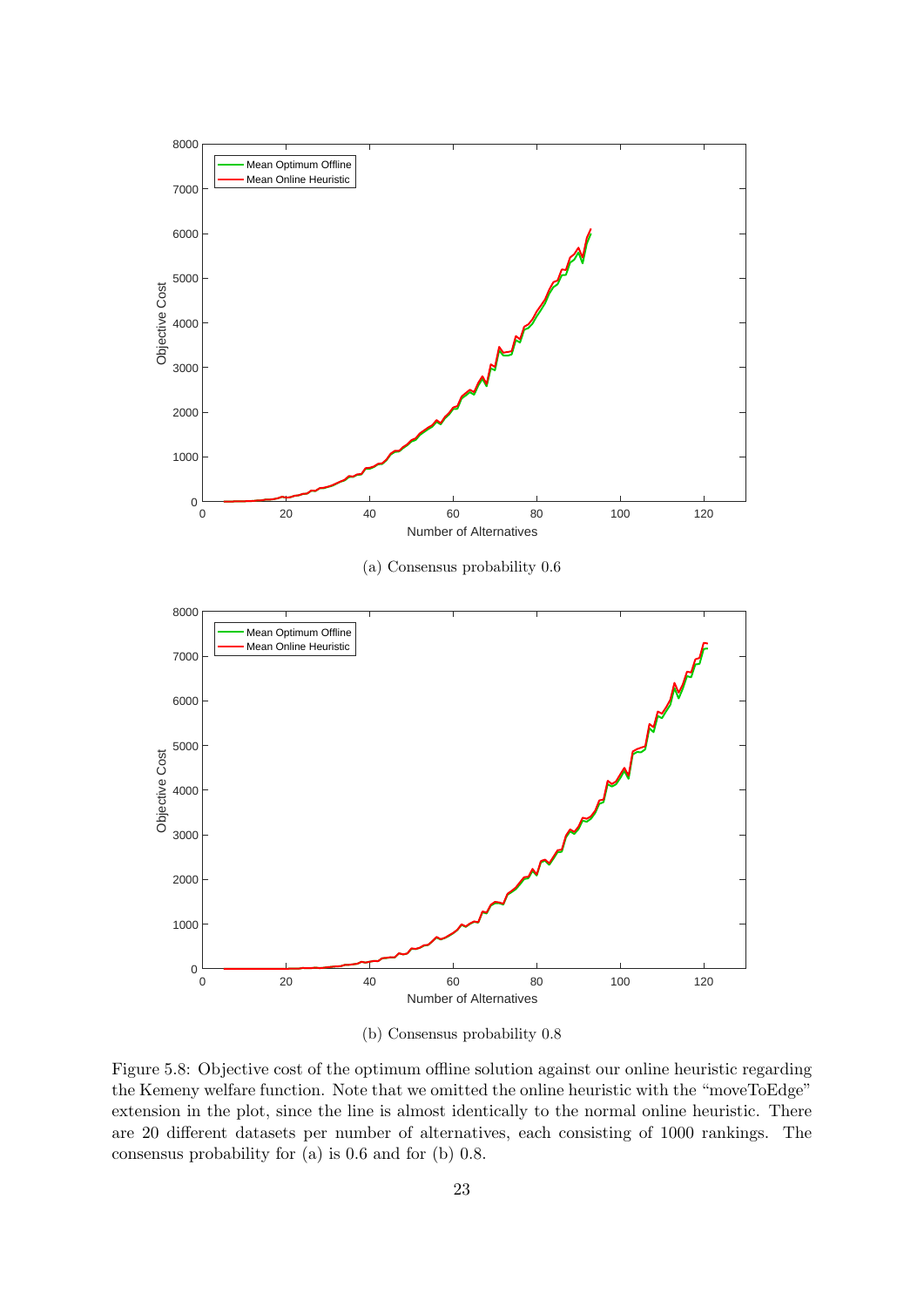(a) Consensus probability 0.6

(b) Consensus probability 0.8

Figure 5.8: Objective cost of the optimum offline solution against our online heuristic regarding the Kemeny welfare function. Note that we omitted the online heuristic with the "moveToEdge" extension in the plot, since the line is almost identically to the normal online heuristic. There are 20 different datasets per number of alternatives, each consisting of 1000 rankings. The consensus probability for (a) is 0.6 and for (b) 0.8.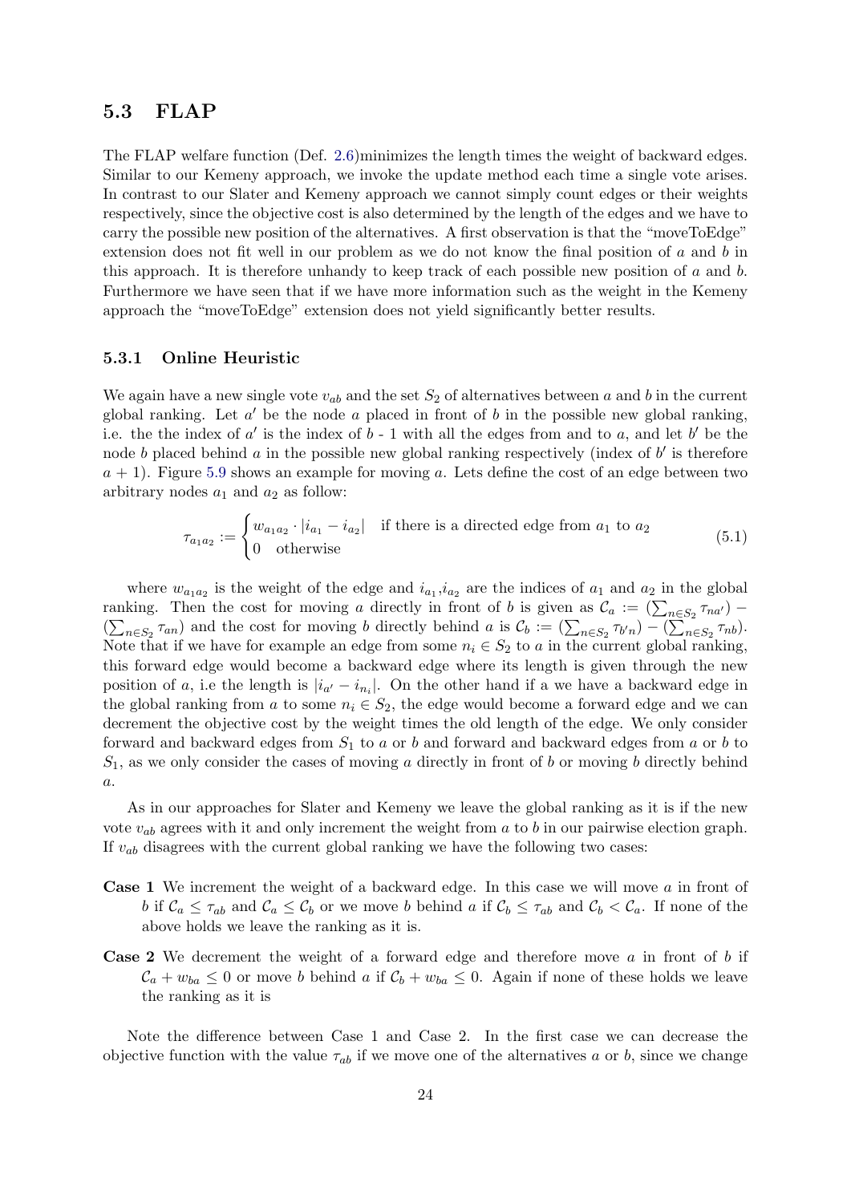## 5.3 FLAP

The FLAP welfare function (Def. 2.6)minimizes the length times the weight of backward edges. Similar to our Kemeny approach, we invoke the update method each time a single vote arises. In contrast to our Slater and Kemeny approach we cannot simply count edges or their weights respectively, since the objective cost is also determined by the length of the edges and we have to carry the possible new position of the alternatives. A first observation is that the "moveToEdge" extension does not fit well in our problem as we do not know the final position of $a$ and $b$ in this approach. It is therefore unhandy to keep track of each possible new position of $a$ and $b$. Furthermore we have seen that if we have more information such as the weight in the Kemeny approach the "moveToEdge" extension does not yield significantly better results.

### 5.3.1 Online Heuristic

We again have a new single vote $v_{ab}$ and the set $S_2$ of alternatives between $a$ and $b$ in the current global ranking. Let $a'$ be the node $a$ placed in front of $b$ in the possible new global ranking, i.e. the the index of $a'$ is the index of $b$ - 1 with all the edges from and to $a$, and let $b'$ be the node $b$ placed behind $a$ in the possible new global ranking respectively (index of $b'$ is therefore $a + 1$). Figure 5.9 shows an example for moving $a$. Lets define the cost of an edge between two arbitrary nodes $a_1$ and $a_2$ as follow:

$$\tau_{a_1a_2} := \begin{cases} w_{a_1a_2} \cdot |i_{a_1} - i_{a_2}| & \text{if there is a directed edge from } a_1 \text{ to } a_2 \\ 0 & \text{otherwise} \end{cases} \tag{5.1}$$

where $w_{a_1a_2}$ is the weight of the edge and $i_{a_1}$,$i_{a_2}$ are the indices of $a_1$ and $a_2$ in the global ranking. Then the cost for moving $a$ directly in front of $b$ is given as $\mathcal{C}_a := (\sum_{n \in S_2} \tau_{na'}) - (\sum_{n \in S_2} \tau_{an})$ and the cost for moving $b$ directly behind $a$ is $\mathcal{C}_b := (\sum_{n \in S_2} \tau_{b'n}) - (\sum_{n \in S_2} \tau_{nb})$. Note that if we have for example an edge from some $n_i \in S_2$ to $a$ in the current global ranking, this forward edge would become a backward edge where its length is given through the new position of $a$, i.e the length is $|i_{a'} - i_{n_i}|$. On the other hand if a we have a backward edge in the global ranking from $a$ to some $n_i \in S_2$, the edge would become a forward edge and we can decrement the objective cost by the weight times the old length of the edge. We only consider forward and backward edges from $S_1$ to $a$ or $b$ and forward and backward edges from $a$ or $b$ to $S_1$, as we only consider the cases of moving $a$ directly in front of $b$ or moving $b$ directly behind $a$.

As in our approaches for Slater and Kemeny we leave the global ranking as it is if the new vote $v_{ab}$ agrees with it and only increment the weight from $a$ to $b$ in our pairwise election graph. If $v_{ab}$ disagrees with the current global ranking we have the following two cases:

**Case 1** We increment the weight of a backward edge. In this case we will move $a$ in front of $b$ if $\mathcal{C}_a \leq \tau_{ab}$ and $\mathcal{C}_a \leq \mathcal{C}_b$ or we move $b$ behind $a$ if $\mathcal{C}_b \leq \tau_{ab}$ and $\mathcal{C}_b < \mathcal{C}_a$. If none of the above holds we leave the ranking as it is.

**Case 2** We decrement the weight of a forward edge and therefore move $a$ in front of $b$ if $\mathcal{C}_a + w_{ba} \leq 0$ or move $b$ behind $a$ if $\mathcal{C}_b + w_{ba} \leq 0$. Again if none of these holds we leave the ranking as it is

Note the difference between Case 1 and Case 2. In the first case we can decrease the objective function with the value $\tau_{ab}$ if we move one of the alternatives $a$ or $b$, since we change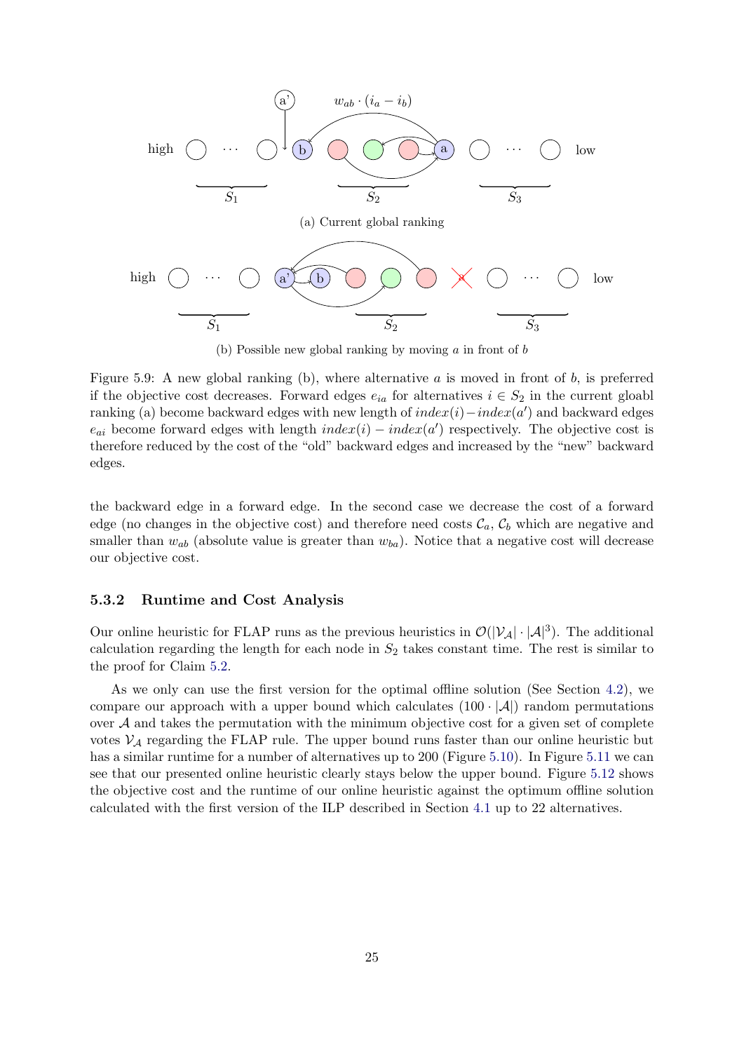(a) Current global ranking

(b) Possible new global ranking by moving $a$ in front of $b$

Figure 5.9: A new global ranking (b), where alternative $a$ is moved in front of $b$, is preferred if the objective cost decreases. Forward edges $e_{ia}$ for alternatives $i \in S_2$ in the current gloabl ranking (a) become backward edges with new length of $index(i) - index(a')$ and backward edges $e_{ai}$ become forward edges with length $index(i) - index(a')$ respectively. The objective cost is therefore reduced by the cost of the "old" backward edges and increased by the "new" backward edges.

the backward edge in a forward edge. In the second case we decrease the cost of a forward edge (no changes in the objective cost) and therefore need costs $\mathcal{C}_a$, $\mathcal{C}_b$ which are negative and smaller than $w_{ab}$ (absolute value is greater than $w_{ba}$). Notice that a negative cost will decrease our objective cost.

### 5.3.2 Runtime and Cost Analysis

Our online heuristic for FLAP runs as the previous heuristics in $\mathcal{O}(|\mathcal{V}_\mathcal{A}| \cdot |\mathcal{A}|^3)$. The additional calculation regarding the length for each node in $S_2$ takes constant time. The rest is similar to the proof for Claim 5.2.

As we only can use the first version for the optimal offline solution (See Section 4.2), we compare our approach with a upper bound which calculates $(100 \cdot |\mathcal{A}|)$ random permutations over $\mathcal{A}$ and takes the permutation with the minimum objective cost for a given set of complete votes $\mathcal{V}_\mathcal{A}$ regarding the FLAP rule. The upper bound runs faster than our online heuristic but has a similar runtime for a number of alternatives up to 200 (Figure 5.10). In Figure 5.11 we can see that our presented online heuristic clearly stays below the upper bound. Figure 5.12 shows the objective cost and the runtime of our online heuristic against the optimum offline solution calculated with the first version of the ILP described in Section 4.1 up to 22 alternatives.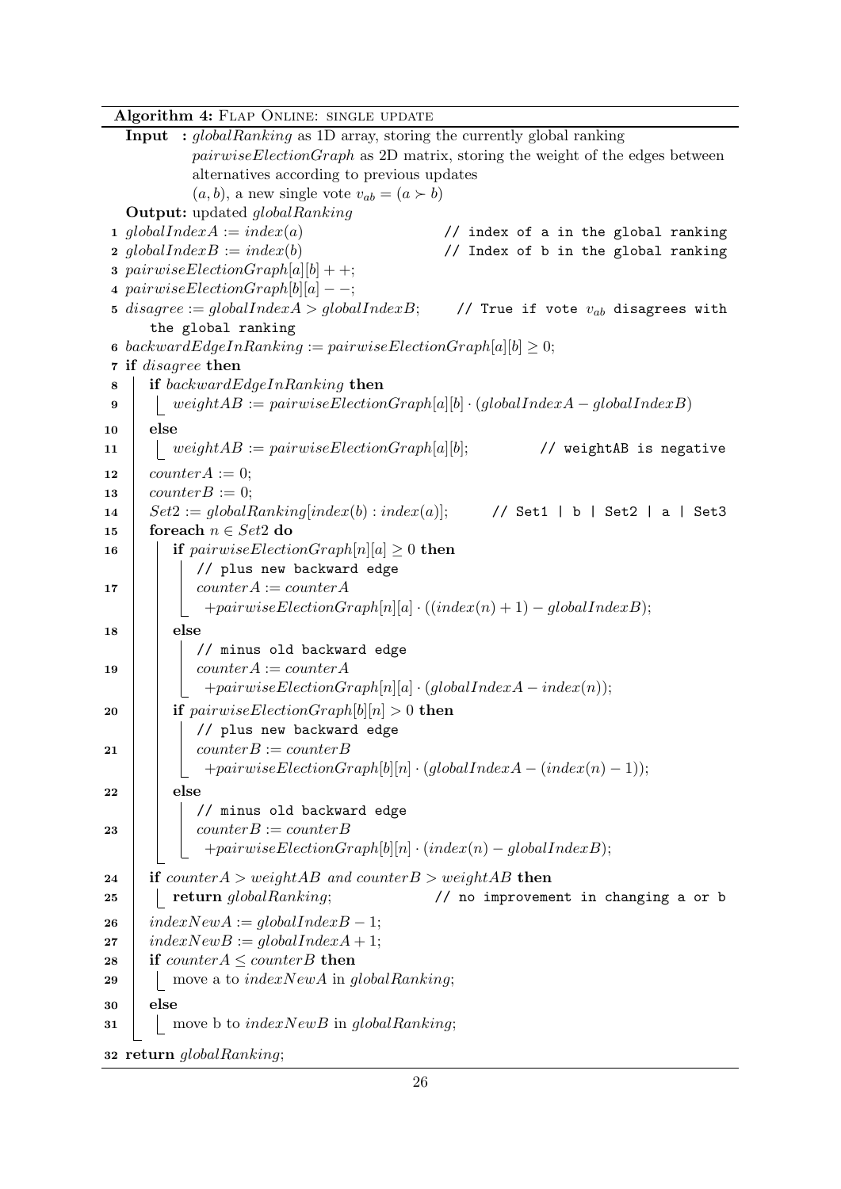**Algorithm 4:** FLAP ONLINE: SINGLE UPDATE

**Input :** *globalRanking* as 1D array, storing the currently global ranking
*pairwiseElectionGraph* as 2D matrix, storing the weight of the edges between alternatives according to previous updates
$(a, b)$, a new single vote $v_{ab} = (a \succ b)$

**Output:** updated *globalRanking*

```
1  globalIndexA := index(a)                          // index of a in the global ranking
2  globalIndexB := index(b)                          // Index of b in the global ranking
3  pairwiseElectionGraph[a][b] + +;
4  pairwiseElectionGraph[b][a] − −;
5  disagree := globalIndexA > globalIndexB;     // True if vote v_ab disagrees with
       the global ranking
6  backwardEdgeInRanking := pairwiseElectionGraph[a][b] ≥ 0;
7  if disagree then
8      if backwardEdgeInRanking then
9          weightAB := pairwiseElectionGraph[a][b] · (globalIndexA − globalIndexB)
10     else
11         weightAB := pairwiseElectionGraph[a][b];          // weightAB is negative
12     counterA := 0;
13     counterB := 0;
14     Set2 := globalRanking[index(b) : index(a)];      // Set1 | b | Set2 | a | Set3
15     foreach n ∈ Set2 do
16         if pairwiseElectionGraph[n][a] ≥ 0 then
               // plus new backward edge
17             counterA := counterA
                 +pairwiseElectionGraph[n][a] · ((index(n) + 1) − globalIndexB);
18         else
               // minus old backward edge
19             counterA := counterA
                 +pairwiseElectionGraph[n][a] · (globalIndexA − index(n));
20         if pairwiseElectionGraph[b][n] > 0 then
               // plus new backward edge
21             counterB := counterB
                 +pairwiseElectionGraph[b][n] · (globalIndexA − (index(n) − 1));
22         else
               // minus old backward edge
23             counterB := counterB
                 +pairwiseElectionGraph[b][n] · (index(n) − globalIndexB);
24     if counterA > weightAB and counterB > weightAB then
25         return globalRanking;              // no improvement in changing a or b
26     indexNewA := globalIndexB − 1;
27     indexNewB := globalIndexA + 1;
28     if counterA ≤ counterB then
29         move a to indexNewA in globalRanking;
30     else
31         move b to indexNewB in globalRanking;
32 return globalRanking;
```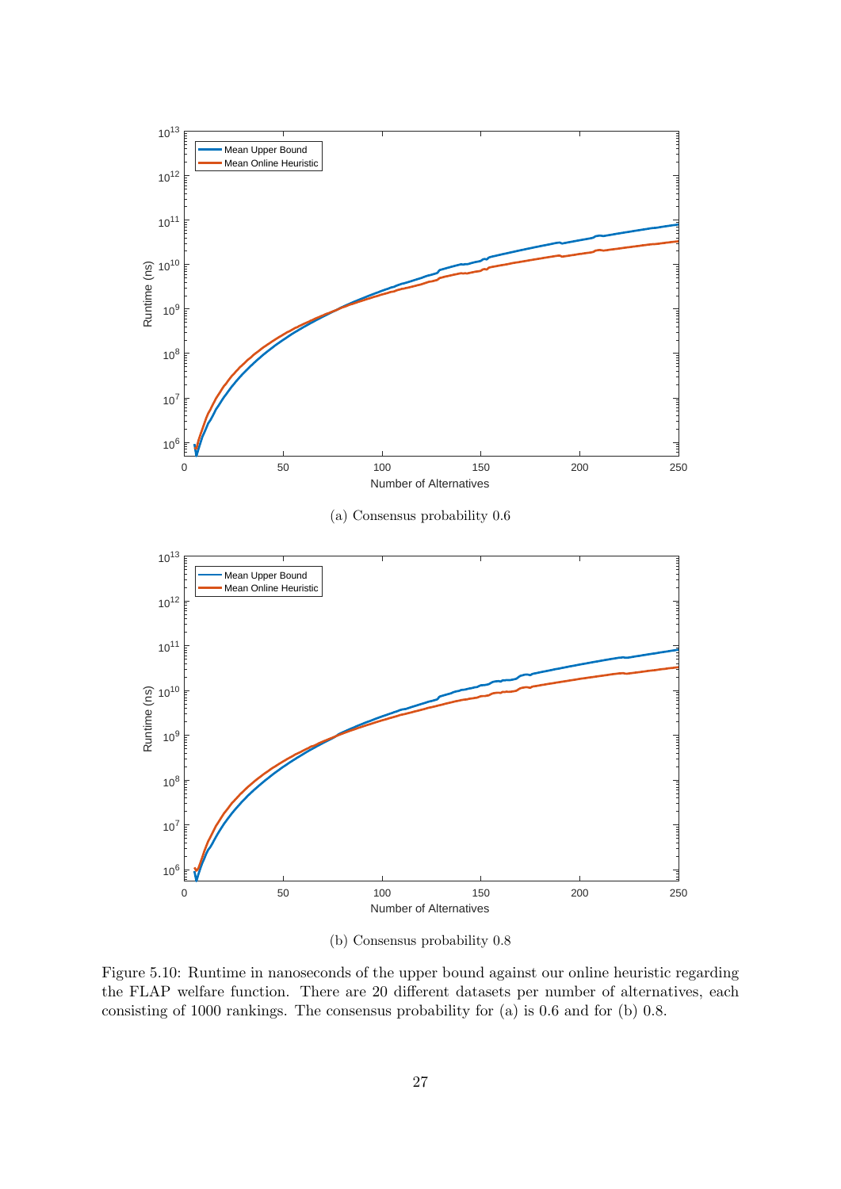(a) Consensus probability 0.6

(b) Consensus probability 0.8

Figure 5.10: Runtime in nanoseconds of the upper bound against our online heuristic regarding the FLAP welfare function. There are 20 different datasets per number of alternatives, each consisting of 1000 rankings. The consensus probability for (a) is 0.6 and for (b) 0.8.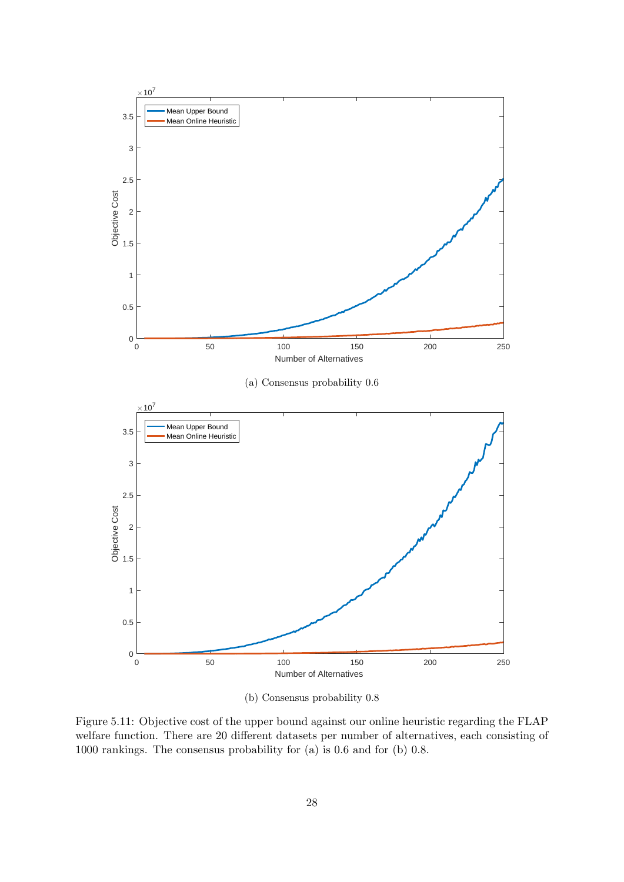(a) Consensus probability 0.6

(b) Consensus probability 0.8

Figure 5.11: Objective cost of the upper bound against our online heuristic regarding the FLAP welfare function. There are 20 different datasets per number of alternatives, each consisting of 1000 rankings. The consensus probability for (a) is 0.6 and for (b) 0.8.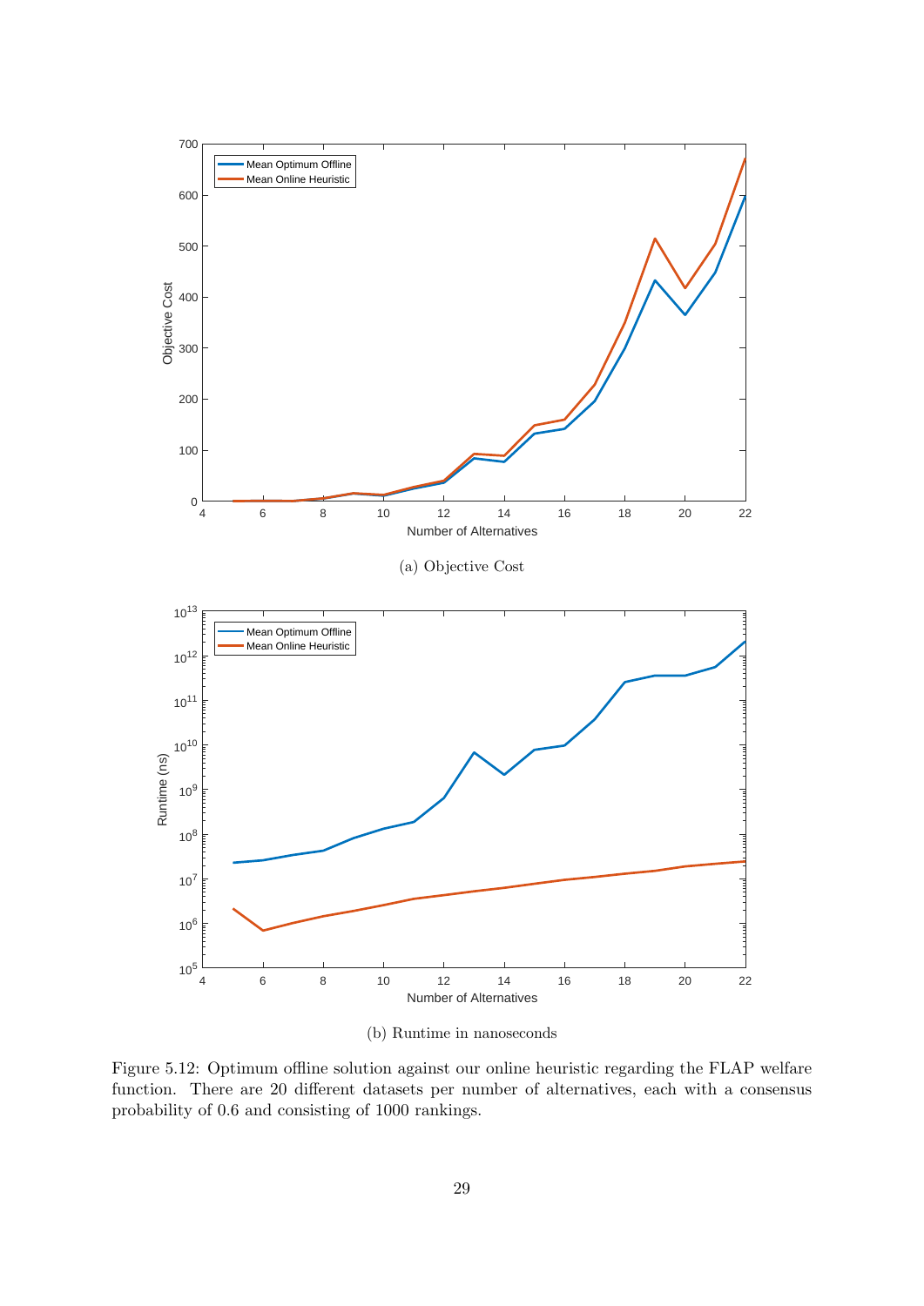(a) Objective Cost

(b) Runtime in nanoseconds

Figure 5.12: Optimum offline solution against our online heuristic regarding the FLAP welfare function. There are 20 different datasets per number of alternatives, each with a consensus probability of 0.6 and consisting of 1000 rankings.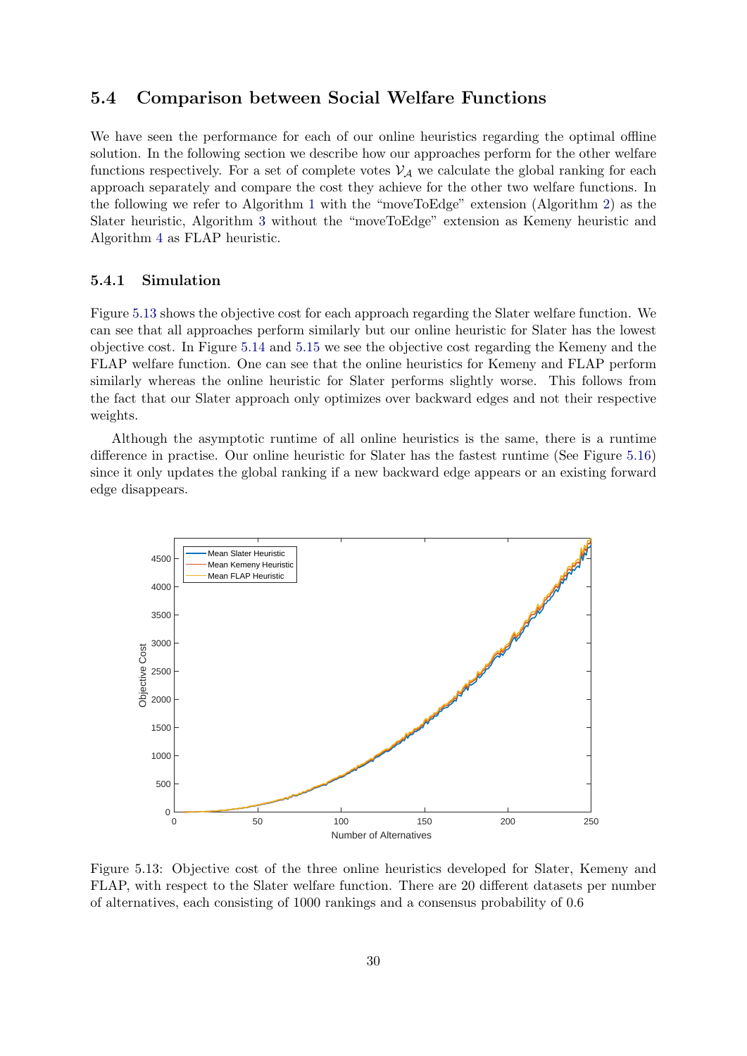## 5.4 Comparison between Social Welfare Functions

We have seen the performance for each of our online heuristics regarding the optimal offline solution. In the following section we describe how our approaches perform for the other welfare functions respectively. For a set of complete votes $\mathcal{V}_{\mathcal{A}}$ we calculate the global ranking for each approach separately and compare the cost they achieve for the other two welfare functions. In the following we refer to Algorithm 1 with the "moveToEdge" extension (Algorithm 2) as the Slater heuristic, Algorithm 3 without the "moveToEdge" extension as Kemeny heuristic and Algorithm 4 as FLAP heuristic.

### 5.4.1 Simulation

Figure 5.13 shows the objective cost for each approach regarding the Slater welfare function. We can see that all approaches perform similarly but our online heuristic for Slater has the lowest objective cost. In Figure 5.14 and 5.15 we see the objective cost regarding the Kemeny and the FLAP welfare function. One can see that the online heuristics for Kemeny and FLAP perform similarly whereas the online heuristic for Slater performs slightly worse. This follows from the fact that our Slater approach only optimizes over backward edges and not their respective weights.

Although the asymptotic runtime of all online heuristics is the same, there is a runtime difference in practise. Our online heuristic for Slater has the fastest runtime (See Figure 5.16) since it only updates the global ranking if a new backward edge appears or an existing forward edge disappears.

Figure 5.13: Objective cost of the three online heuristics developed for Slater, Kemeny and FLAP, with respect to the Slater welfare function. There are 20 different datasets per number of alternatives, each consisting of 1000 rankings and a consensus probability of 0.6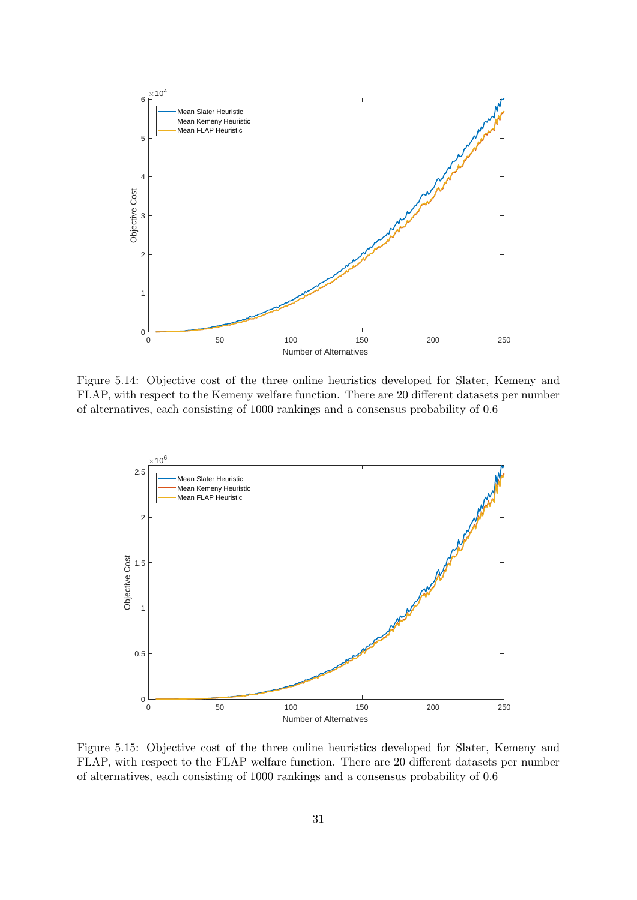Figure 5.14: Objective cost of the three online heuristics developed for Slater, Kemeny and FLAP, with respect to the Kemeny welfare function. There are 20 different datasets per number of alternatives, each consisting of 1000 rankings and a consensus probability of 0.6

Figure 5.15: Objective cost of the three online heuristics developed for Slater, Kemeny and FLAP, with respect to the FLAP welfare function. There are 20 different datasets per number of alternatives, each consisting of 1000 rankings and a consensus probability of 0.6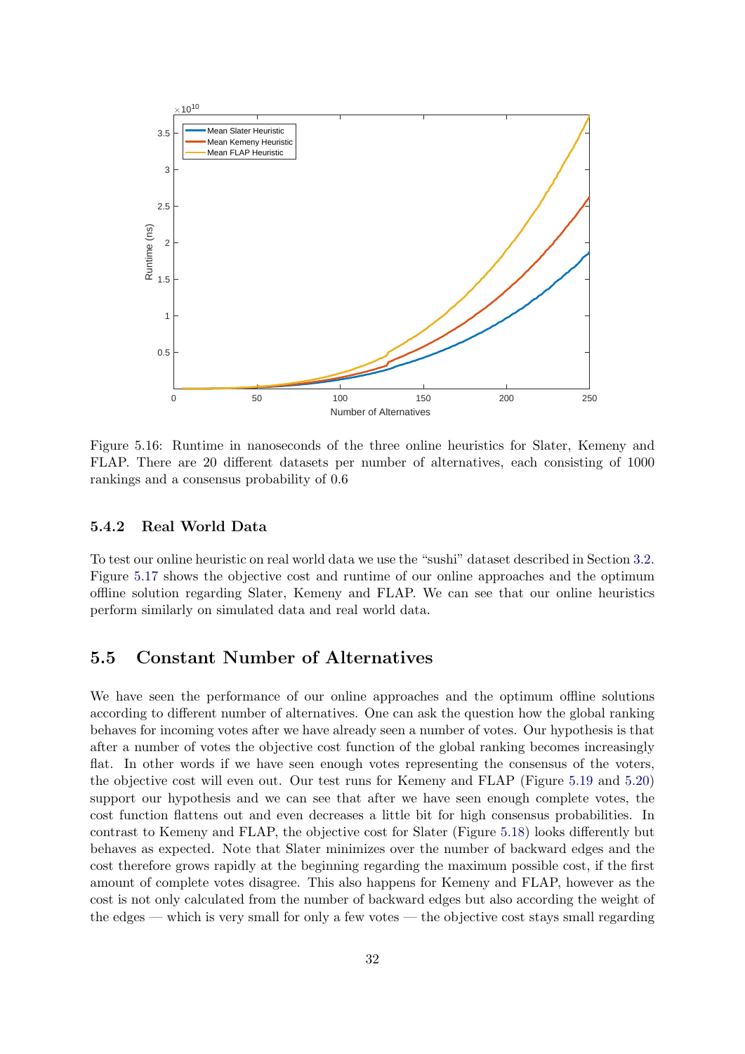Figure 5.16: Runtime in nanoseconds of the three online heuristics for Slater, Kemeny and FLAP. There are 20 different datasets per number of alternatives, each consisting of 1000 rankings and a consensus probability of 0.6

### 5.4.2 Real World Data

To test our online heuristic on real world data we use the "sushi" dataset described in Section 3.2. Figure 5.17 shows the objective cost and runtime of our online approaches and the optimum offline solution regarding Slater, Kemeny and FLAP. We can see that our online heuristics perform similarly on simulated data and real world data.

## 5.5 Constant Number of Alternatives

We have seen the performance of our online approaches and the optimum offline solutions according to different number of alternatives. One can ask the question how the global ranking behaves for incoming votes after we have already seen a number of votes. Our hypothesis is that after a number of votes the objective cost function of the global ranking becomes increasingly flat. In other words if we have seen enough votes representing the consensus of the voters, the objective cost will even out. Our test runs for Kemeny and FLAP (Figure 5.19 and 5.20) support our hypothesis and we can see that after we have seen enough complete votes, the cost function flattens out and even decreases a little bit for high consensus probabilities. In contrast to Kemeny and FLAP, the objective cost for Slater (Figure 5.18) looks differently but behaves as expected. Note that Slater minimizes over the number of backward edges and the cost therefore grows rapidly at the beginning regarding the maximum possible cost, if the first amount of complete votes disagree. This also happens for Kemeny and FLAP, however as the cost is not only calculated from the number of backward edges but also according the weight of the edges — which is very small for only a few votes — the objective cost stays small regarding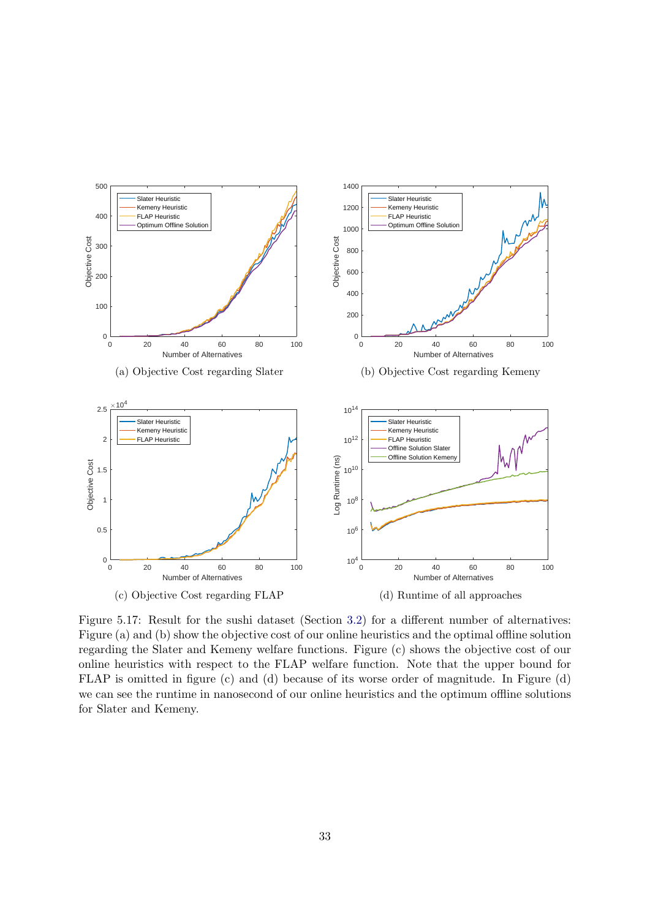(a) Objective Cost regarding Slater

(b) Objective Cost regarding Kemeny

(c) Objective Cost regarding FLAP

(d) Runtime of all approaches

Figure 5.17: Result for the sushi dataset (Section 3.2) for a different number of alternatives: Figure (a) and (b) show the objective cost of our online heuristics and the optimal offline solution regarding the Slater and Kemeny welfare functions. Figure (c) shows the objective cost of our online heuristics with respect to the FLAP welfare function. Note that the upper bound for FLAP is omitted in figure (c) and (d) because of its worse order of magnitude. In Figure (d) we can see the runtime in nanosecond of our online heuristics and the optimum offline solutions for Slater and Kemeny.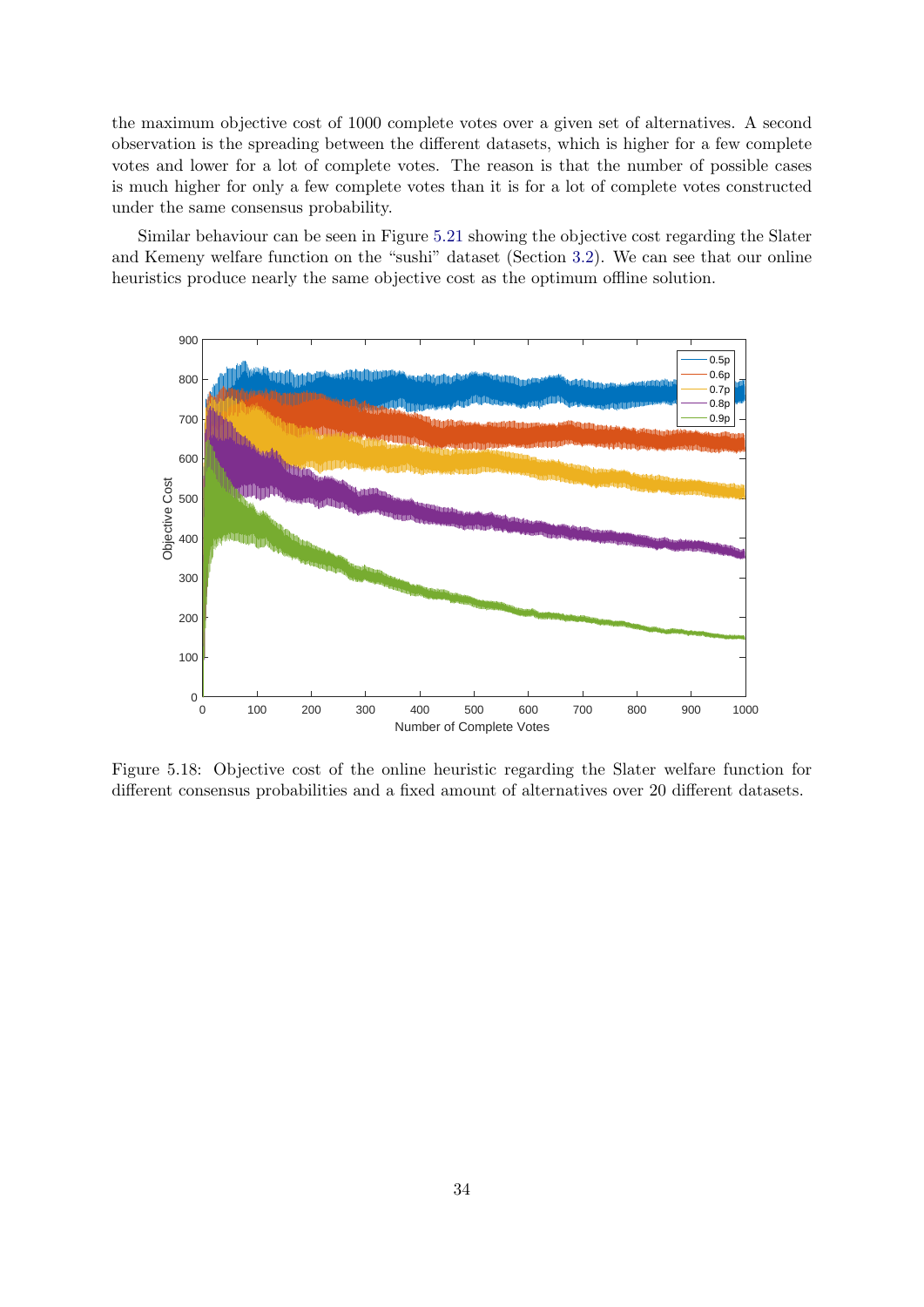the maximum objective cost of 1000 complete votes over a given set of alternatives. A second observation is the spreading between the different datasets, which is higher for a few complete votes and lower for a lot of complete votes. The reason is that the number of possible cases is much higher for only a few complete votes than it is for a lot of complete votes constructed under the same consensus probability.

Similar behaviour can be seen in Figure 5.21 showing the objective cost regarding the Slater and Kemeny welfare function on the "sushi" dataset (Section 3.2). We can see that our online heuristics produce nearly the same objective cost as the optimum offline solution.

Figure 5.18: Objective cost of the online heuristic regarding the Slater welfare function for different consensus probabilities and a fixed amount of alternatives over 20 different datasets.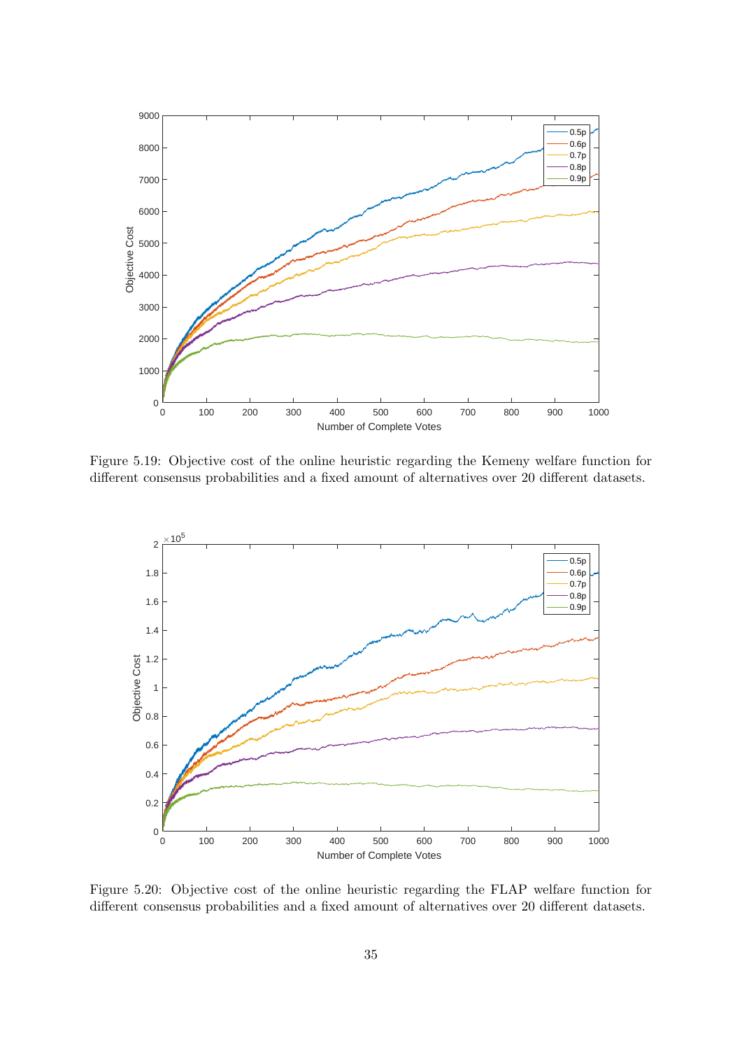Figure 5.19: Objective cost of the online heuristic regarding the Kemeny welfare function for different consensus probabilities and a fixed amount of alternatives over 20 different datasets.

Figure 5.20: Objective cost of the online heuristic regarding the FLAP welfare function for different consensus probabilities and a fixed amount of alternatives over 20 different datasets.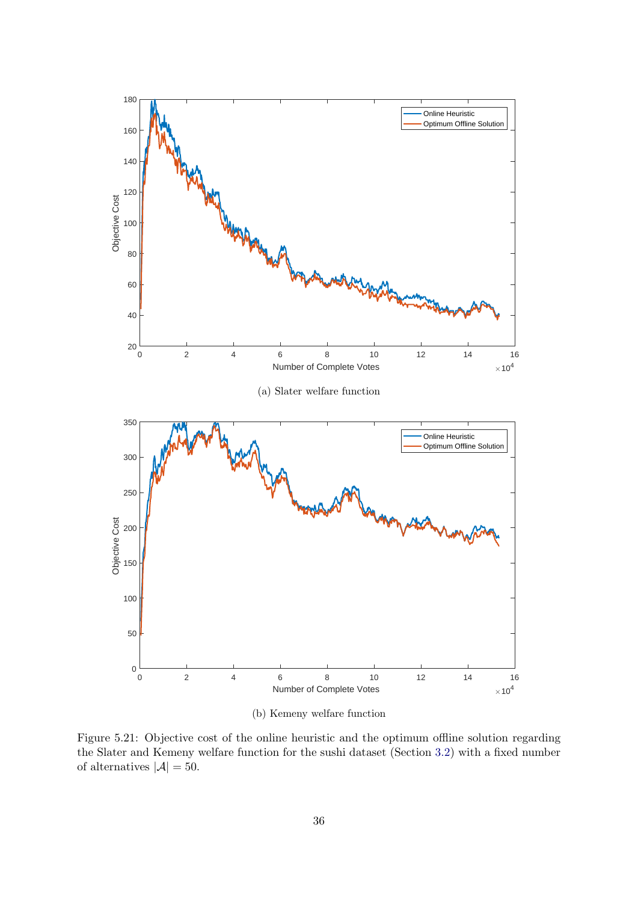(a) Slater welfare function

(b) Kemeny welfare function

Figure 5.21: Objective cost of the online heuristic and the optimum offline solution regarding the Slater and Kemeny welfare function for the sushi dataset (Section 3.2) with a fixed number of alternatives $|\mathcal{A}| = 50$.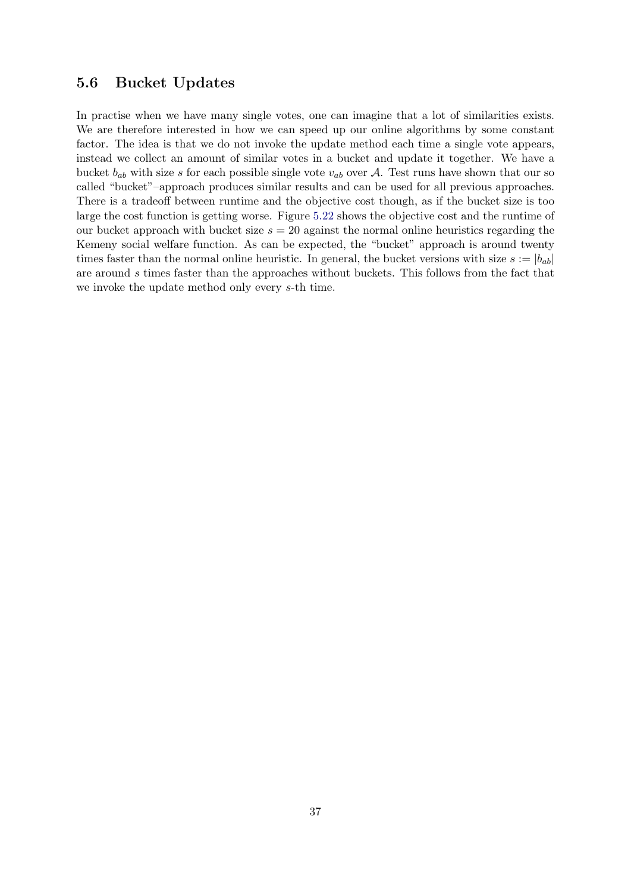## 5.6 Bucket Updates

In practise when we have many single votes, one can imagine that a lot of similarities exists. We are therefore interested in how we can speed up our online algorithms by some constant factor. The idea is that we do not invoke the update method each time a single vote appears, instead we collect an amount of similar votes in a bucket and update it together. We have a bucket $b_{ab}$ with size $s$ for each possible single vote $v_{ab}$ over $\mathcal{A}$. Test runs have shown that our so called "bucket"–approach produces similar results and can be used for all previous approaches. There is a tradeoff between runtime and the objective cost though, as if the bucket size is too large the cost function is getting worse. Figure 5.22 shows the objective cost and the runtime of our bucket approach with bucket size $s = 20$ against the normal online heuristics regarding the Kemeny social welfare function. As can be expected, the "bucket" approach is around twenty times faster than the normal online heuristic. In general, the bucket versions with size $s := |b_{ab}|$ are around $s$ times faster than the approaches without buckets. This follows from the fact that we invoke the update method only every $s$-th time.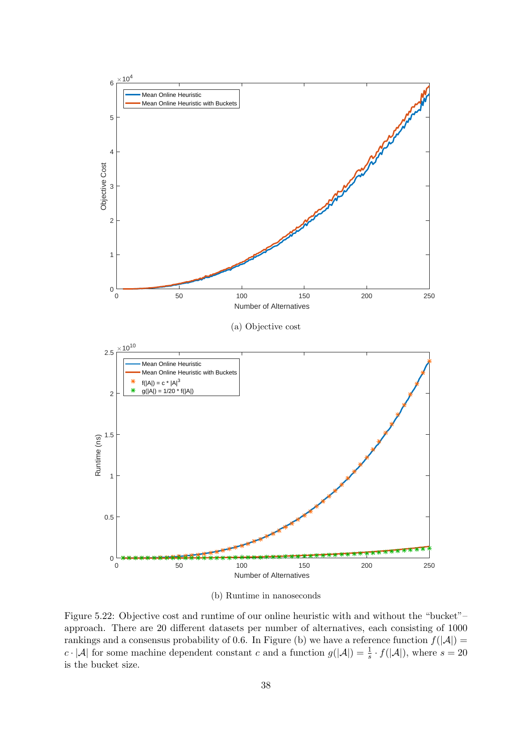(a) Objective cost

(b) Runtime in nanoseconds

Figure 5.22: Objective cost and runtime of our online heuristic with and without the "bucket"–approach. There are 20 different datasets per number of alternatives, each consisting of 1000 rankings and a consensus probability of 0.6. In Figure (b) we have a reference function $f(|\mathcal{A}|) = c \cdot |\mathcal{A}|$ for some machine dependent constant $c$ and a function $g(|\mathcal{A}|) = \frac{1}{s} \cdot f(|\mathcal{A}|)$, where $s = 20$ is the bucket size.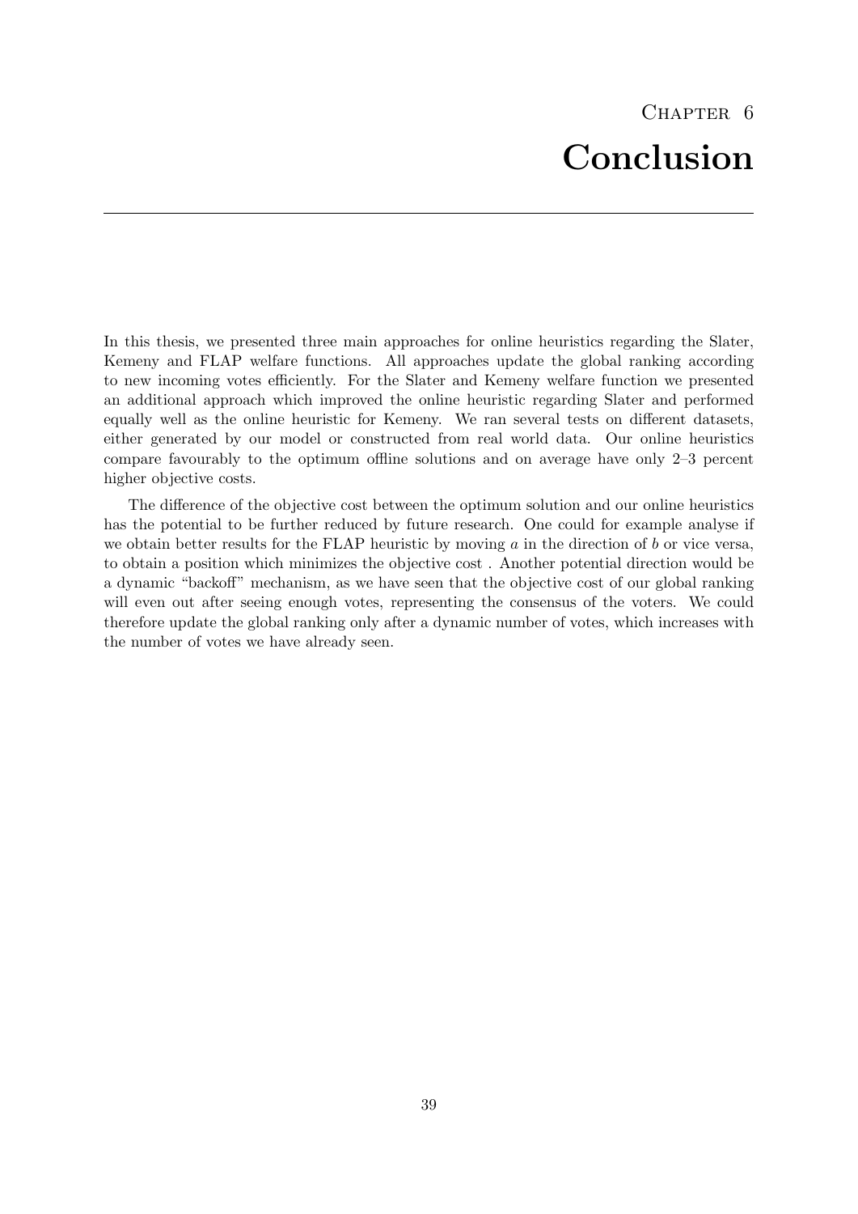# Chapter 6
# Conclusion

In this thesis, we presented three main approaches for online heuristics regarding the Slater, Kemeny and FLAP welfare functions. All approaches update the global ranking according to new incoming votes efficiently. For the Slater and Kemeny welfare function we presented an additional approach which improved the online heuristic regarding Slater and performed equally well as the online heuristic for Kemeny. We ran several tests on different datasets, either generated by our model or constructed from real world data. Our online heuristics compare favourably to the optimum offline solutions and on average have only 2–3 percent higher objective costs.

The difference of the objective cost between the optimum solution and our online heuristics has the potential to be further reduced by future research. One could for example analyse if we obtain better results for the FLAP heuristic by moving $a$ in the direction of $b$ or vice versa, to obtain a position which minimizes the objective cost . Another potential direction would be a dynamic "backoff" mechanism, as we have seen that the objective cost of our global ranking will even out after seeing enough votes, representing the consensus of the voters. We could therefore update the global ranking only after a dynamic number of votes, which increases with the number of votes we have already seen.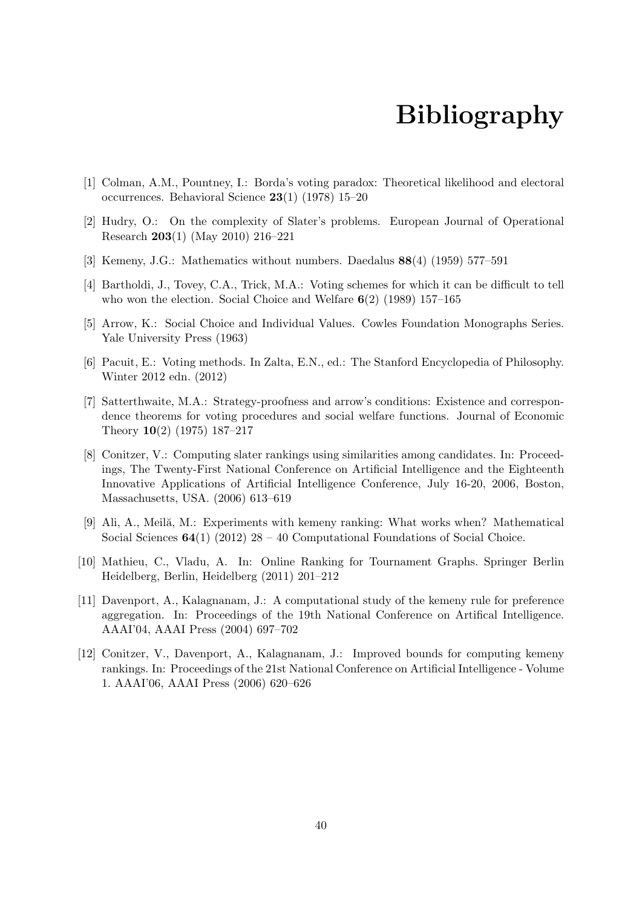# Bibliography

[1] Colman, A.M., Pountney, I.: Borda's voting paradox: Theoretical likelihood and electoral occurrences. Behavioral Science **23**(1) (1978) 15–20

[2] Hudry, O.: On the complexity of Slater's problems. European Journal of Operational Research **203**(1) (May 2010) 216–221

[3] Kemeny, J.G.: Mathematics without numbers. Daedalus **88**(4) (1959) 577–591

[4] Bartholdi, J., Tovey, C.A., Trick, M.A.: Voting schemes for which it can be difficult to tell who won the election. Social Choice and Welfare **6**(2) (1989) 157–165

[5] Arrow, K.: Social Choice and Individual Values. Cowles Foundation Monographs Series. Yale University Press (1963)

[6] Pacuit, E.: Voting methods. In Zalta, E.N., ed.: The Stanford Encyclopedia of Philosophy. Winter 2012 edn. (2012)

[7] Satterthwaite, M.A.: Strategy-proofness and arrow's conditions: Existence and correspondence theorems for voting procedures and social welfare functions. Journal of Economic Theory **10**(2) (1975) 187–217

[8] Conitzer, V.: Computing slater rankings using similarities among candidates. In: Proceedings, The Twenty-First National Conference on Artificial Intelligence and the Eighteenth Innovative Applications of Artificial Intelligence Conference, July 16-20, 2006, Boston, Massachusetts, USA. (2006) 613–619

[9] Ali, A., Meilă, M.: Experiments with kemeny ranking: What works when? Mathematical Social Sciences **64**(1) (2012) 28 – 40 Computational Foundations of Social Choice.

[10] Mathieu, C., Vladu, A. In: Online Ranking for Tournament Graphs. Springer Berlin Heidelberg, Berlin, Heidelberg (2011) 201–212

[11] Davenport, A., Kalagnanam, J.: A computational study of the kemeny rule for preference aggregation. In: Proceedings of the 19th National Conference on Artifical Intelligence. AAAI'04, AAAI Press (2004) 697–702

[12] Conitzer, V., Davenport, A., Kalagnanam, J.: Improved bounds for computing kemeny rankings. In: Proceedings of the 21st National Conference on Artificial Intelligence - Volume 1. AAAI'06, AAAI Press (2006) 620–626